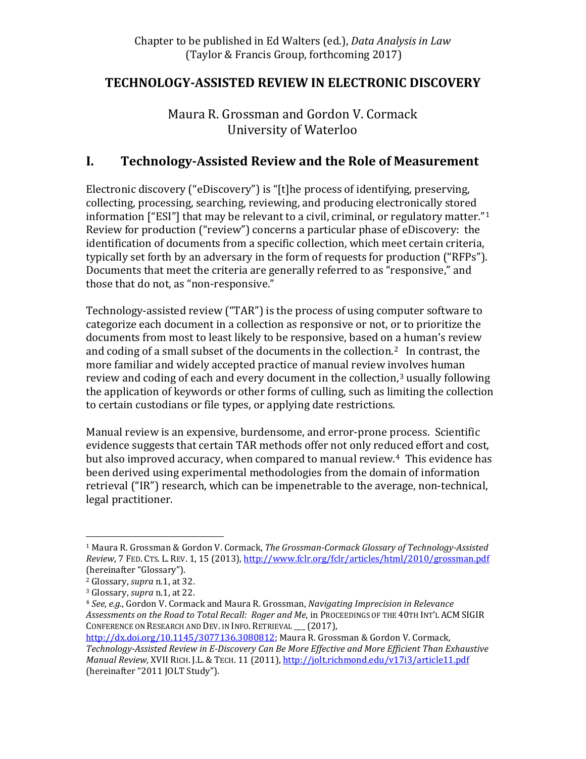Chapter to be published in Ed Walters (ed.), *Data Analysis in Law*
(Taylor & Francis Group, forthcoming 2017)

# TECHNOLOGY-ASSISTED REVIEW IN ELECTRONIC DISCOVERY

Maura R. Grossman and Gordon V. Cormack
University of Waterloo

## I. Technology-Assisted Review and the Role of Measurement

Electronic discovery ("eDiscovery") is "[t]he process of identifying, preserving, collecting, processing, searching, reviewing, and producing electronically stored information ["ESI"] that may be relevant to a civil, criminal, or regulatory matter."[1] Review for production ("review") concerns a particular phase of eDiscovery: the identification of documents from a specific collection, which meet certain criteria, typically set forth by an adversary in the form of requests for production ("RFPs"). Documents that meet the criteria are generally referred to as "responsive," and those that do not, as "non-responsive."

Technology-assisted review ("TAR") is the process of using computer software to categorize each document in a collection as responsive or not, or to prioritize the documents from most to least likely to be responsive, based on a human's review and coding of a small subset of the documents in the collection.[2] In contrast, the more familiar and widely accepted practice of manual review involves human review and coding of each and every document in the collection,[3] usually following the application of keywords or other forms of culling, such as limiting the collection to certain custodians or file types, or applying date restrictions.

Manual review is an expensive, burdensome, and error-prone process. Scientific evidence suggests that certain TAR methods offer not only reduced effort and cost, but also improved accuracy, when compared to manual review.[4] This evidence has been derived using experimental methodologies from the domain of information retrieval ("IR") research, which can be impenetrable to the average, non-technical, legal practitioner.

---

[1] Maura R. Grossman & Gordon V. Cormack, *The Grossman-Cormack Glossary of Technology-Assisted Review*, 7 FED. CTS. L. REV. 1, 15 (2013), http://www.fclr.org/fclr/articles/html/2010/grossman.pdf (hereinafter "Glossary").

[2] Glossary, *supra* n.1, at 32.

[3] Glossary, *supra* n.1, at 22.

[4] *See*, *e.g.*, Gordon V. Cormack and Maura R. Grossman, *Navigating Imprecision in Relevance Assessments on the Road to Total Recall: Roger and Me*, in PROCEEDINGS OF THE 40TH INT'L ACM SIGIR CONFERENCE ON RESEARCH AND DEV. IN INFO. RETRIEVAL ___ (2017), http://dx.doi.org/10.1145/3077136.3080812; Maura R. Grossman & Gordon V. Cormack, *Technology-Assisted Review in E-Discovery Can Be More Effective and More Efficient Than Exhaustive Manual Review*, XVII RICH. J.L. & TECH. 11 (2011), http://jolt.richmond.edu/v17i3/article11.pdf (hereinafter "2011 JOLT Study").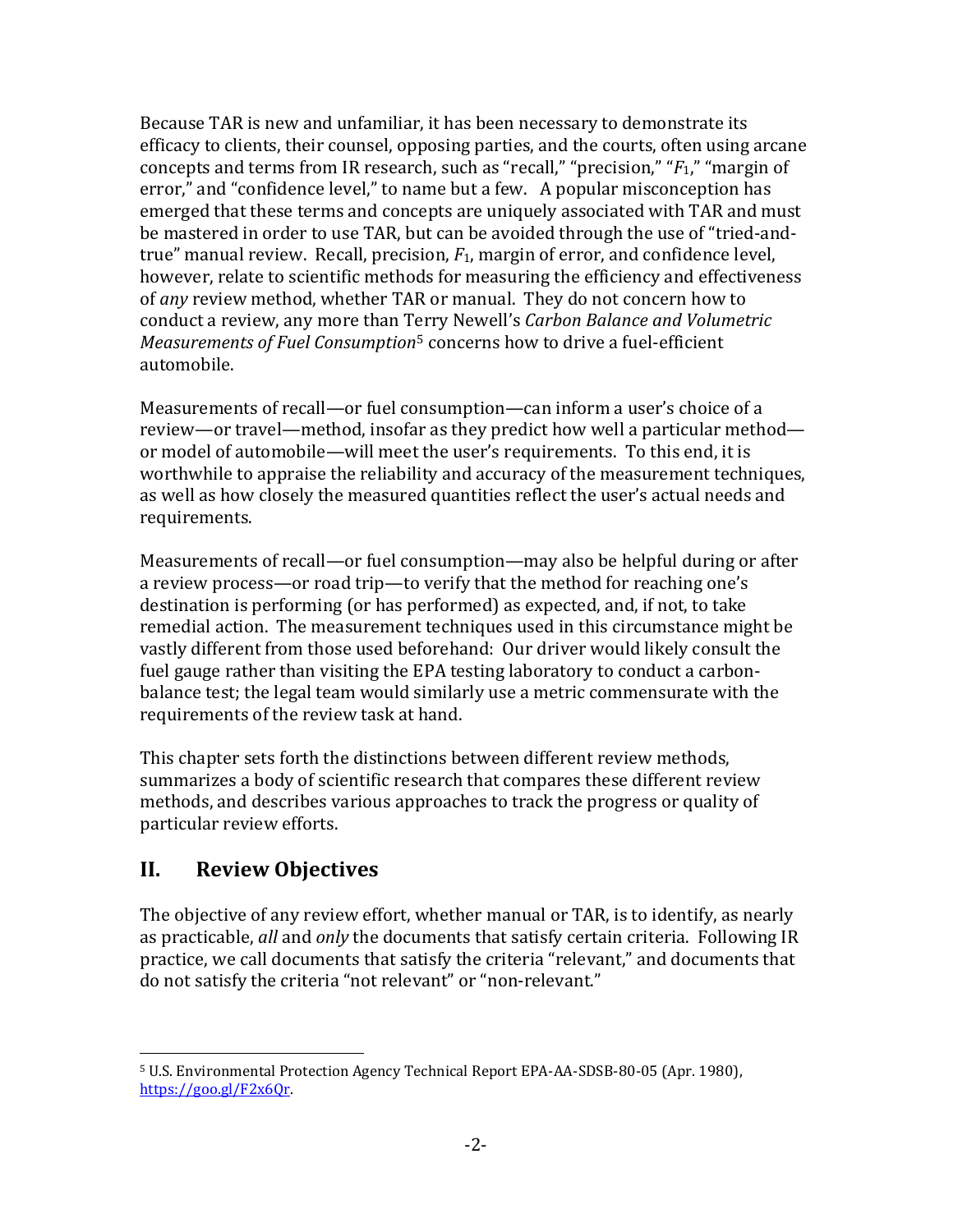Because TAR is new and unfamiliar, it has been necessary to demonstrate its efficacy to clients, their counsel, opposing parties, and the courts, often using arcane concepts and terms from IR research, such as "recall," "precision," "$F_1$," "margin of error," and "confidence level," to name but a few. A popular misconception has emerged that these terms and concepts are uniquely associated with TAR and must be mastered in order to use TAR, but can be avoided through the use of "tried-and-true" manual review. Recall, precision, $F_1$, margin of error, and confidence level, however, relate to scientific methods for measuring the efficiency and effectiveness of *any* review method, whether TAR or manual. They do not concern how to conduct a review, any more than Terry Newell's *Carbon Balance and Volumetric Measurements of Fuel Consumption*[5] concerns how to drive a fuel-efficient automobile.

Measurements of recall—or fuel consumption—can inform a user's choice of a review—or travel—method, insofar as they predict how well a particular method—or model of automobile—will meet the user's requirements. To this end, it is worthwhile to appraise the reliability and accuracy of the measurement techniques, as well as how closely the measured quantities reflect the user's actual needs and requirements.

Measurements of recall—or fuel consumption—may also be helpful during or after a review process—or road trip—to verify that the method for reaching one's destination is performing (or has performed) as expected, and, if not, to take remedial action. The measurement techniques used in this circumstance might be vastly different from those used beforehand: Our driver would likely consult the fuel gauge rather than visiting the EPA testing laboratory to conduct a carbon-balance test; the legal team would similarly use a metric commensurate with the requirements of the review task at hand.

This chapter sets forth the distinctions between different review methods, summarizes a body of scientific research that compares these different review methods, and describes various approaches to track the progress or quality of particular review efforts.

## II. Review Objectives

The objective of any review effort, whether manual or TAR, is to identify, as nearly as practicable, *all* and *only* the documents that satisfy certain criteria. Following IR practice, we call documents that satisfy the criteria "relevant," and documents that do not satisfy the criteria "not relevant" or "non-relevant."

---

[5] U.S. Environmental Protection Agency Technical Report EPA-AA-SDSB-80-05 (Apr. 1980), https://goo.gl/F2x6Qr.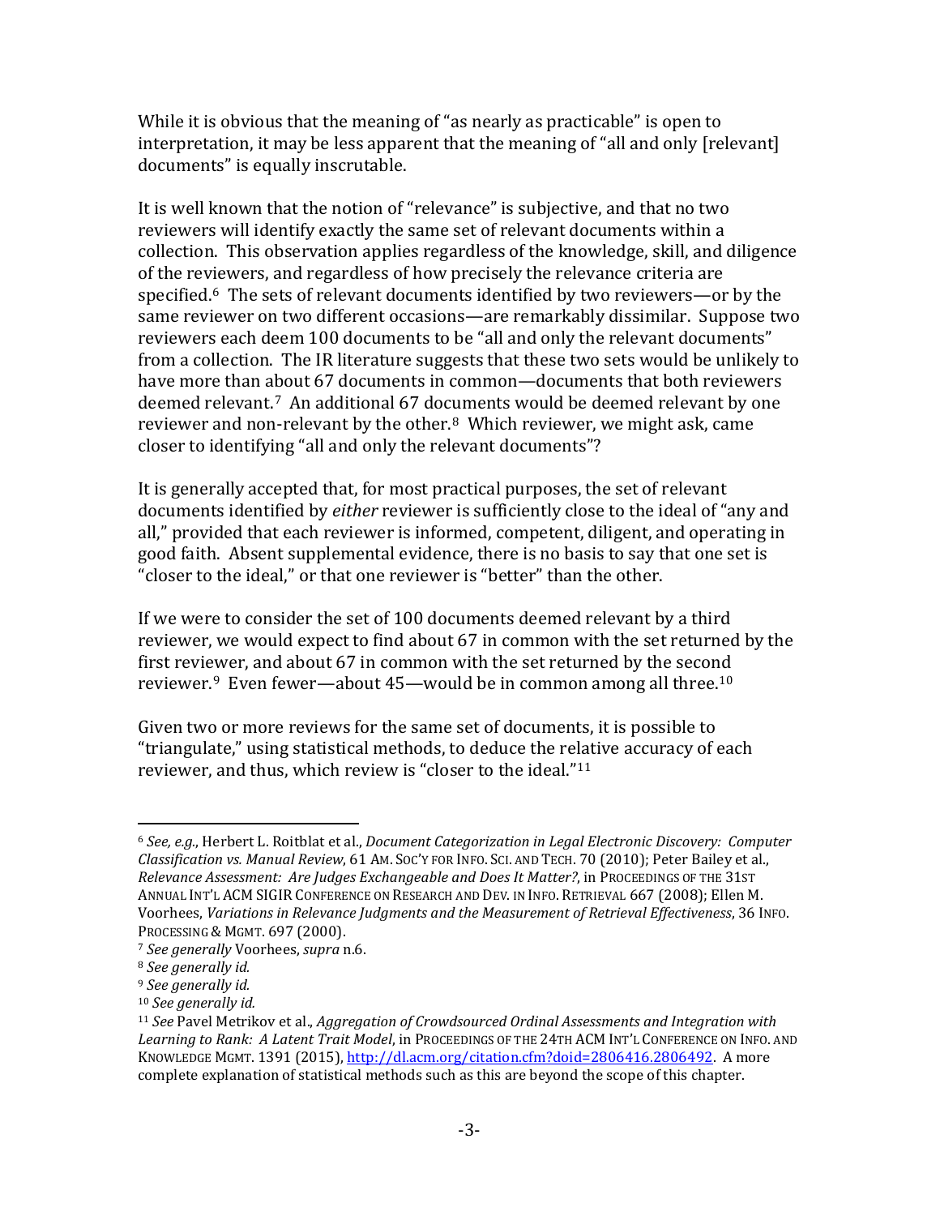While it is obvious that the meaning of "as nearly as practicable" is open to interpretation, it may be less apparent that the meaning of "all and only [relevant] documents" is equally inscrutable.

It is well known that the notion of "relevance" is subjective, and that no two reviewers will identify exactly the same set of relevant documents within a collection. This observation applies regardless of the knowledge, skill, and diligence of the reviewers, and regardless of how precisely the relevance criteria are specified.[6] The sets of relevant documents identified by two reviewers—or by the same reviewer on two different occasions—are remarkably dissimilar. Suppose two reviewers each deem 100 documents to be "all and only the relevant documents" from a collection. The IR literature suggests that these two sets would be unlikely to have more than about 67 documents in common—documents that both reviewers deemed relevant.[7] An additional 67 documents would be deemed relevant by one reviewer and non-relevant by the other.[8] Which reviewer, we might ask, came closer to identifying "all and only the relevant documents"?

It is generally accepted that, for most practical purposes, the set of relevant documents identified by *either* reviewer is sufficiently close to the ideal of "any and all," provided that each reviewer is informed, competent, diligent, and operating in good faith. Absent supplemental evidence, there is no basis to say that one set is "closer to the ideal," or that one reviewer is "better" than the other.

If we were to consider the set of 100 documents deemed relevant by a third reviewer, we would expect to find about 67 in common with the set returned by the first reviewer, and about 67 in common with the set returned by the second reviewer.[9] Even fewer—about 45—would be in common among all three.[10]

Given two or more reviews for the same set of documents, it is possible to "triangulate," using statistical methods, to deduce the relative accuracy of each reviewer, and thus, which review is "closer to the ideal."[11]

---

[6] *See, e.g.*, Herbert L. Roitblat et al., *Document Categorization in Legal Electronic Discovery: Computer Classification vs. Manual Review*, 61 AM. SOC'Y FOR INFO. SCI. AND TECH. 70 (2010); Peter Bailey et al., *Relevance Assessment: Are Judges Exchangeable and Does It Matter?*, in PROCEEDINGS OF THE 31ST ANNUAL INT'L ACM SIGIR CONFERENCE ON RESEARCH AND DEV. IN INFO. RETRIEVAL 667 (2008); Ellen M. Voorhees, *Variations in Relevance Judgments and the Measurement of Retrieval Effectiveness*, 36 INFO. PROCESSING & MGMT. 697 (2000).

[7] *See generally* Voorhees, *supra* n.6.

[8] *See generally id.*

[9] *See generally id.*

[10] *See generally id.*

[11] *See* Pavel Metrikov et al., *Aggregation of Crowdsourced Ordinal Assessments and Integration with Learning to Rank: A Latent Trait Model*, in PROCEEDINGS OF THE 24TH ACM INT'L CONFERENCE ON INFO. AND KNOWLEDGE MGMT. 1391 (2015), http://dl.acm.org/citation.cfm?doid=2806416.2806492. A more complete explanation of statistical methods such as this are beyond the scope of this chapter.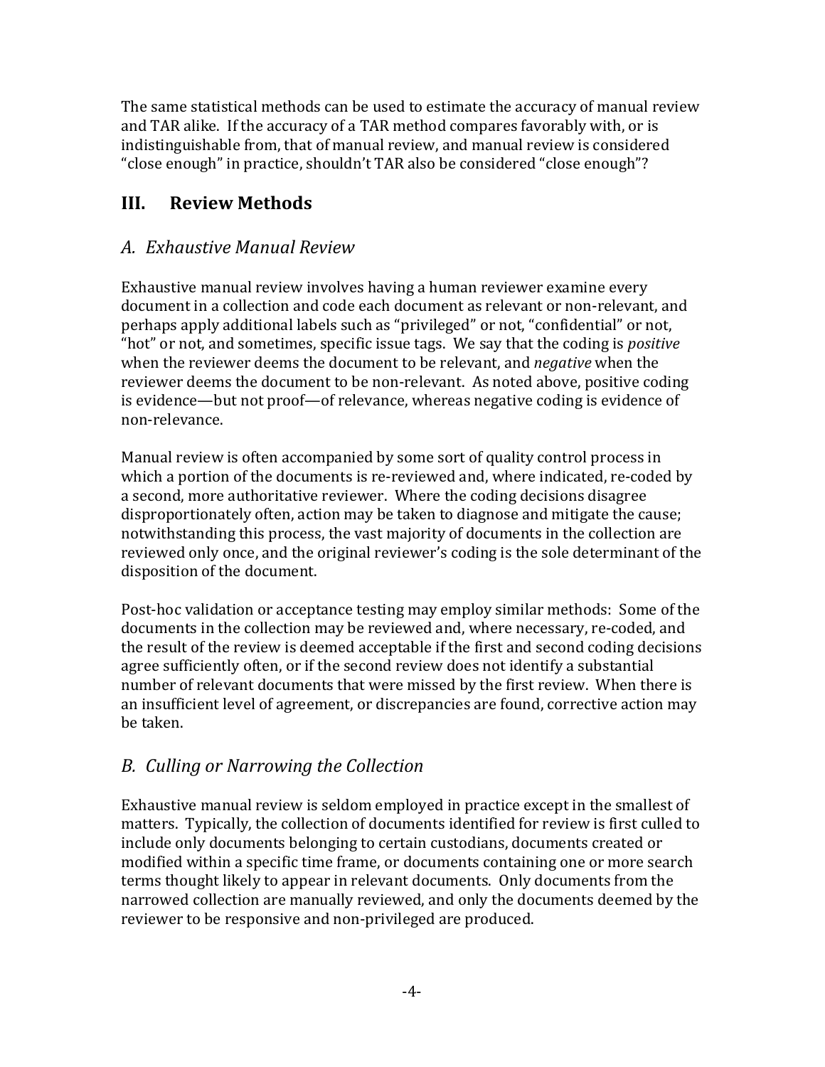The same statistical methods can be used to estimate the accuracy of manual review and TAR alike. If the accuracy of a TAR method compares favorably with, or is indistinguishable from, that of manual review, and manual review is considered "close enough" in practice, shouldn't TAR also be considered "close enough"?

## III. Review Methods

### *A. Exhaustive Manual Review*

Exhaustive manual review involves having a human reviewer examine every document in a collection and code each document as relevant or non-relevant, and perhaps apply additional labels such as "privileged" or not, "confidential" or not, "hot" or not, and sometimes, specific issue tags. We say that the coding is *positive* when the reviewer deems the document to be relevant, and *negative* when the reviewer deems the document to be non-relevant. As noted above, positive coding is evidence—but not proof—of relevance, whereas negative coding is evidence of non-relevance.

Manual review is often accompanied by some sort of quality control process in which a portion of the documents is re-reviewed and, where indicated, re-coded by a second, more authoritative reviewer. Where the coding decisions disagree disproportionately often, action may be taken to diagnose and mitigate the cause; notwithstanding this process, the vast majority of documents in the collection are reviewed only once, and the original reviewer's coding is the sole determinant of the disposition of the document.

Post-hoc validation or acceptance testing may employ similar methods: Some of the documents in the collection may be reviewed and, where necessary, re-coded, and the result of the review is deemed acceptable if the first and second coding decisions agree sufficiently often, or if the second review does not identify a substantial number of relevant documents that were missed by the first review. When there is an insufficient level of agreement, or discrepancies are found, corrective action may be taken.

### *B. Culling or Narrowing the Collection*

Exhaustive manual review is seldom employed in practice except in the smallest of matters. Typically, the collection of documents identified for review is first culled to include only documents belonging to certain custodians, documents created or modified within a specific time frame, or documents containing one or more search terms thought likely to appear in relevant documents. Only documents from the narrowed collection are manually reviewed, and only the documents deemed by the reviewer to be responsive and non-privileged are produced.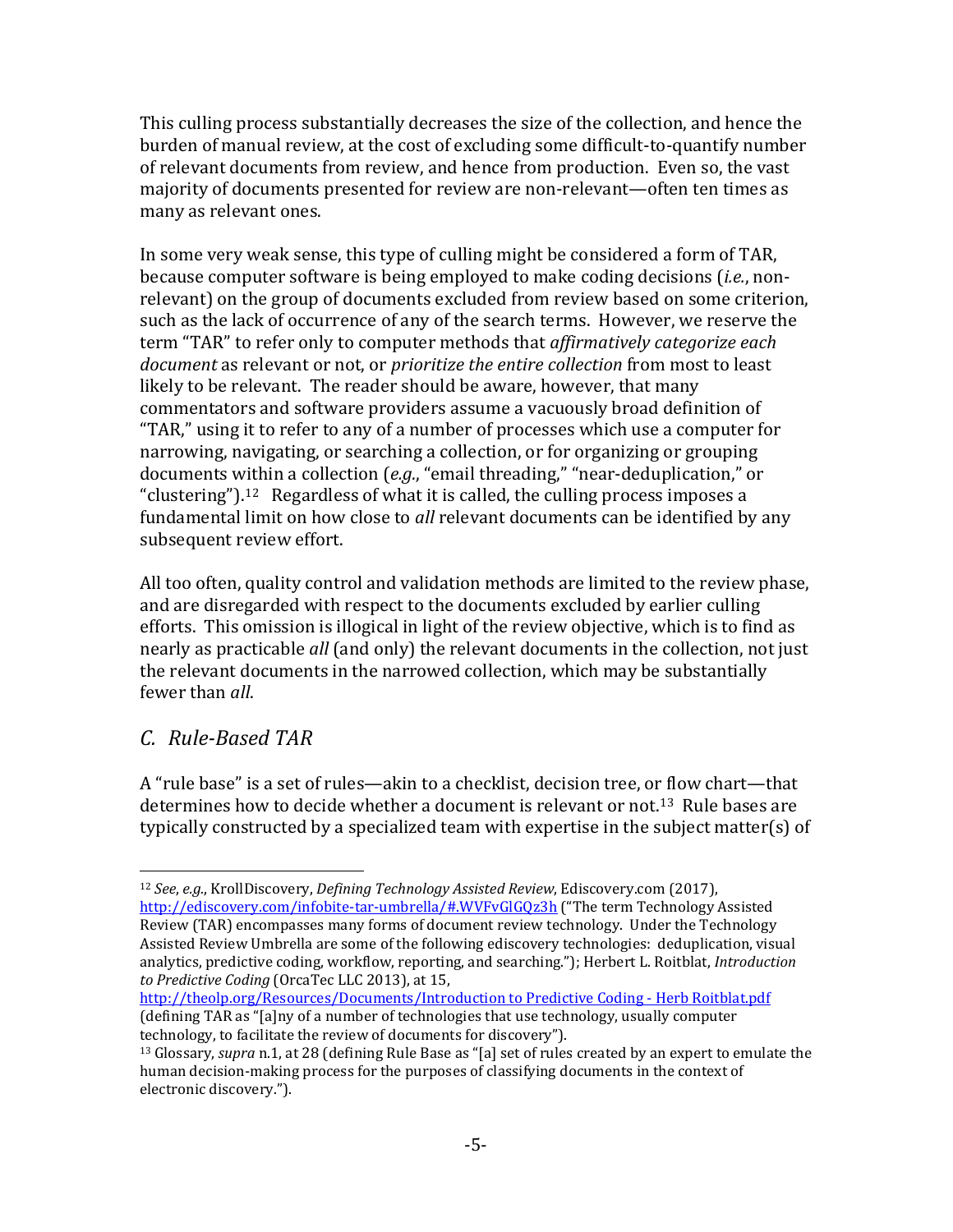This culling process substantially decreases the size of the collection, and hence the burden of manual review, at the cost of excluding some difficult-to-quantify number of relevant documents from review, and hence from production. Even so, the vast majority of documents presented for review are non-relevant—often ten times as many as relevant ones.

In some very weak sense, this type of culling might be considered a form of TAR, because computer software is being employed to make coding decisions (*i.e.*, non-relevant) on the group of documents excluded from review based on some criterion, such as the lack of occurrence of any of the search terms. However, we reserve the term "TAR" to refer only to computer methods that *affirmatively categorize each document* as relevant or not, or *prioritize the entire collection* from most to least likely to be relevant. The reader should be aware, however, that many commentators and software providers assume a vacuously broad definition of "TAR," using it to refer to any of a number of processes which use a computer for narrowing, navigating, or searching a collection, or for organizing or grouping documents within a collection (*e.g.*, "email threading," "near-deduplication," or "clustering").[12] Regardless of what it is called, the culling process imposes a fundamental limit on how close to *all* relevant documents can be identified by any subsequent review effort.

All too often, quality control and validation methods are limited to the review phase, and are disregarded with respect to the documents excluded by earlier culling efforts. This omission is illogical in light of the review objective, which is to find as nearly as practicable *all* (and only) the relevant documents in the collection, not just the relevant documents in the narrowed collection, which may be substantially fewer than *all*.

## *C. Rule-Based TAR*

A "rule base" is a set of rules—akin to a checklist, decision tree, or flow chart—that determines how to decide whether a document is relevant or not.[13] Rule bases are typically constructed by a specialized team with expertise in the subject matter(s) of

---

[12] *See*, *e.g.*, KrollDiscovery, *Defining Technology Assisted Review*, Ediscovery.com (2017), http://ediscovery.com/infobite-tar-umbrella/#.WVFvGlGQz3h ("The term Technology Assisted Review (TAR) encompasses many forms of document review technology. Under the Technology Assisted Review Umbrella are some of the following ediscovery technologies: deduplication, visual analytics, predictive coding, workflow, reporting, and searching."); Herbert L. Roitblat, *Introduction to Predictive Coding* (OrcaTec LLC 2013), at 15, http://theolp.org/Resources/Documents/Introduction to Predictive Coding - Herb Roitblat.pdf (defining TAR as "[a]ny of a number of technologies that use technology, usually computer technology, to facilitate the review of documents for discovery").

[13] Glossary, *supra* n.1, at 28 (defining Rule Base as "[a] set of rules created by an expert to emulate the human decision-making process for the purposes of classifying documents in the context of electronic discovery.").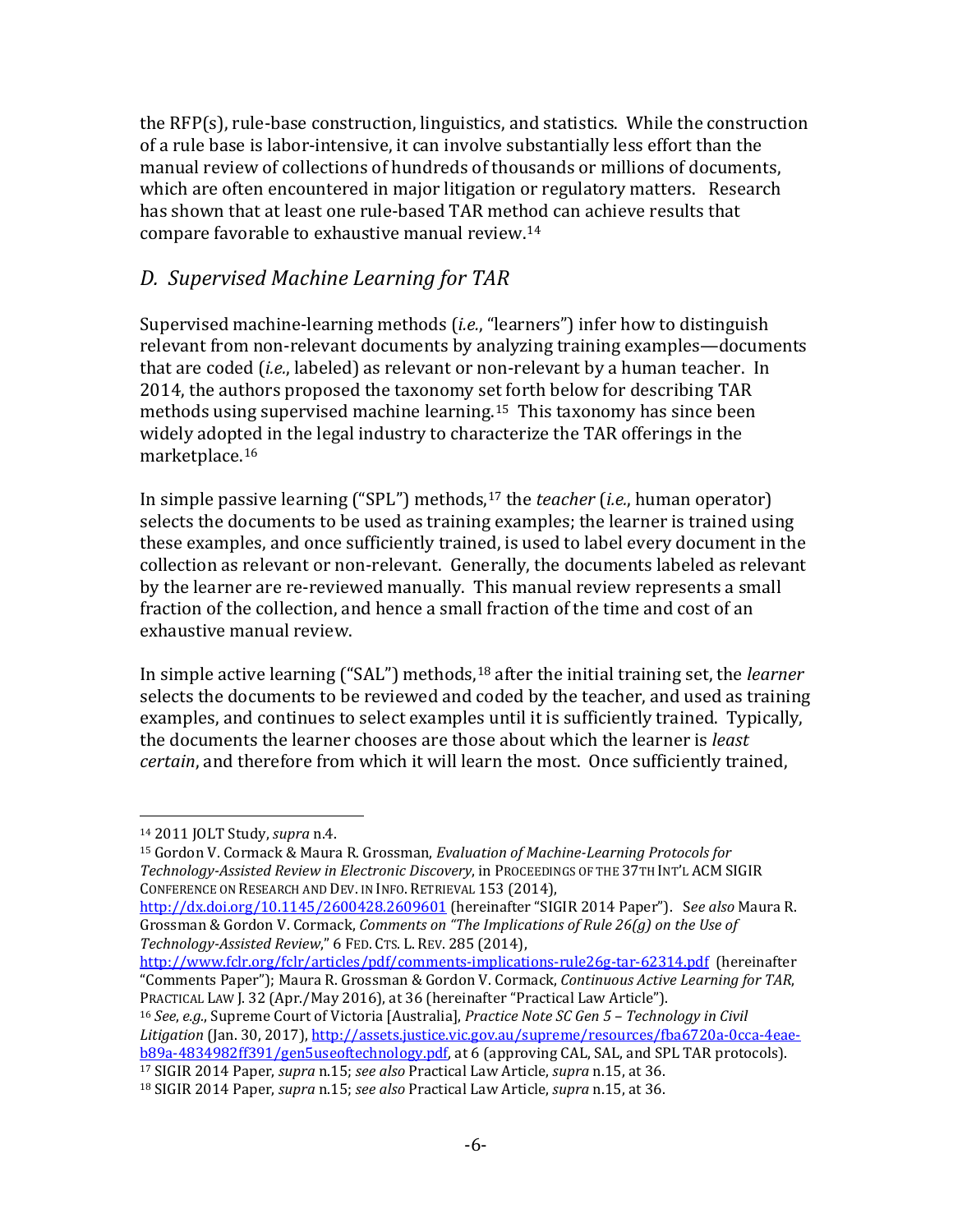the RFP(s), rule-base construction, linguistics, and statistics. While the construction of a rule base is labor-intensive, it can involve substantially less effort than the manual review of collections of hundreds of thousands or millions of documents, which are often encountered in major litigation or regulatory matters. Research has shown that at least one rule-based TAR method can achieve results that compare favorable to exhaustive manual review.[14]

## *D. Supervised Machine Learning for TAR*

Supervised machine-learning methods (*i.e.*, "learners") infer how to distinguish relevant from non-relevant documents by analyzing training examples—documents that are coded (*i.e.*, labeled) as relevant or non-relevant by a human teacher. In 2014, the authors proposed the taxonomy set forth below for describing TAR methods using supervised machine learning.[15] This taxonomy has since been widely adopted in the legal industry to characterize the TAR offerings in the marketplace.[16]

In simple passive learning ("SPL") methods,[17] the *teacher* (*i.e.*, human operator) selects the documents to be used as training examples; the learner is trained using these examples, and once sufficiently trained, is used to label every document in the collection as relevant or non-relevant. Generally, the documents labeled as relevant by the learner are re-reviewed manually. This manual review represents a small fraction of the collection, and hence a small fraction of the time and cost of an exhaustive manual review.

In simple active learning ("SAL") methods,[18] after the initial training set, the *learner* selects the documents to be reviewed and coded by the teacher, and used as training examples, and continues to select examples until it is sufficiently trained. Typically, the documents the learner chooses are those about which the learner is *least certain*, and therefore from which it will learn the most. Once sufficiently trained,

---

[14] 2011 JOLT Study, *supra* n.4.

[15] Gordon V. Cormack & Maura R. Grossman, *Evaluation of Machine-Learning Protocols for Technology-Assisted Review in Electronic Discovery*, in PROCEEDINGS OF THE 37TH INT'L ACM SIGIR CONFERENCE ON RESEARCH AND DEV. IN INFO. RETRIEVAL 153 (2014), http://dx.doi.org/10.1145/2600428.2609601 (hereinafter "SIGIR 2014 Paper"). *See also* Maura R. Grossman & Gordon V. Cormack, *Comments on "The Implications of Rule 26(g) on the Use of Technology-Assisted Review*," 6 FED. CTS. L. REV. 285 (2014), http://www.fclr.org/fclr/articles/pdf/comments-implications-rule26g-tar-62314.pdf (hereinafter "Comments Paper"); Maura R. Grossman & Gordon V. Cormack, *Continuous Active Learning for TAR*, PRACTICAL LAW J. 32 (Apr./May 2016), at 36 (hereinafter "Practical Law Article").

[16] *See*, *e.g.*, Supreme Court of Victoria [Australia], *Practice Note SC Gen 5 – Technology in Civil Litigation* (Jan. 30, 2017), http://assets.justice.vic.gov.au/supreme/resources/fba6720a-0cca-4eae-b89a-4834982ff391/gen5useoftechnology.pdf, at 6 (approving CAL, SAL, and SPL TAR protocols).

[17] SIGIR 2014 Paper, *supra* n.15; *see also* Practical Law Article, *supra* n.15, at 36.

[18] SIGIR 2014 Paper, *supra* n.15; *see also* Practical Law Article, *supra* n.15, at 36.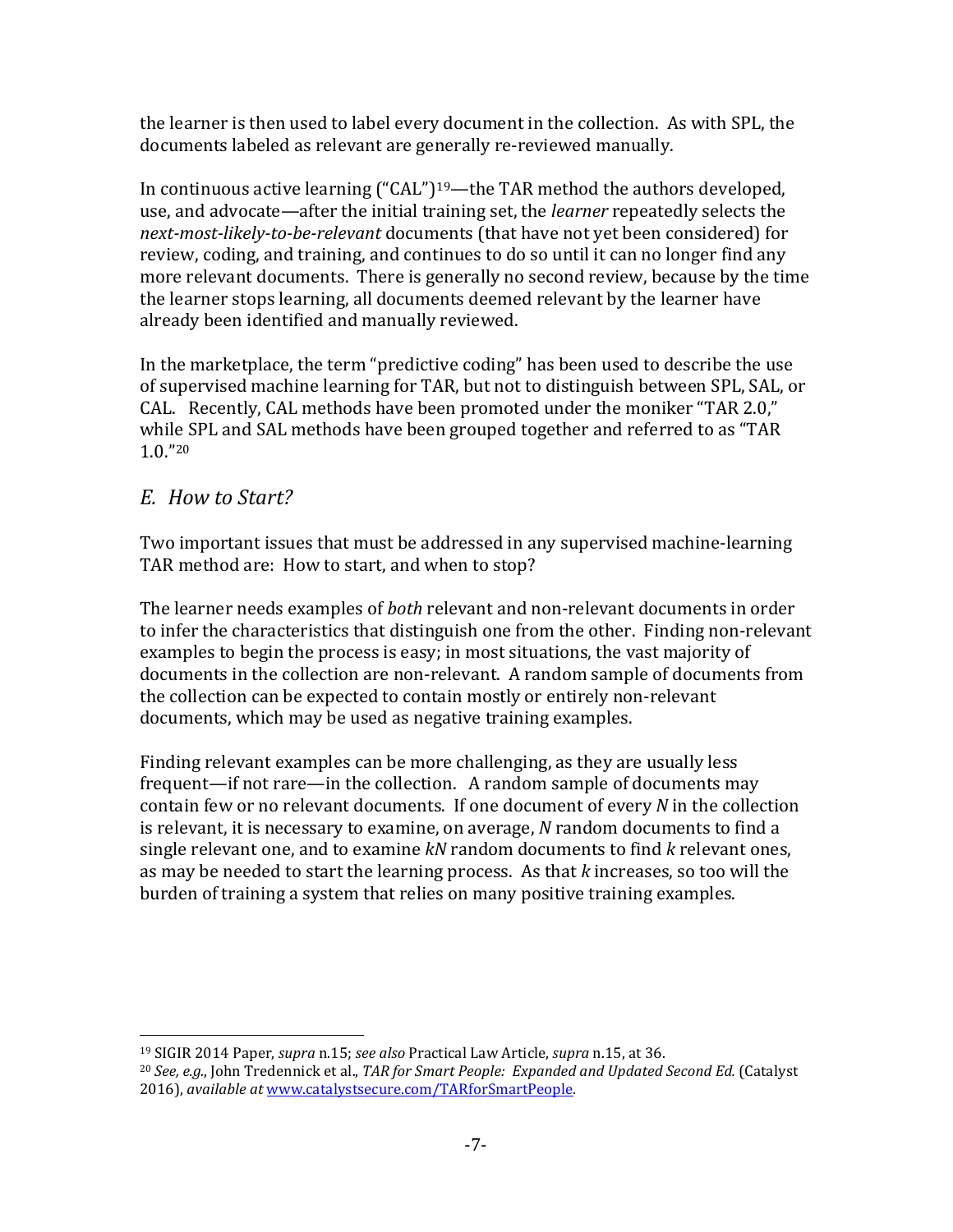the learner is then used to label every document in the collection. As with SPL, the documents labeled as relevant are generally re-reviewed manually.

In continuous active learning ("CAL")[19]—the TAR method the authors developed, use, and advocate—after the initial training set, the *learner* repeatedly selects the *next-most-likely-to-be-relevant* documents (that have not yet been considered) for review, coding, and training, and continues to do so until it can no longer find any more relevant documents. There is generally no second review, because by the time the learner stops learning, all documents deemed relevant by the learner have already been identified and manually reviewed.

In the marketplace, the term "predictive coding" has been used to describe the use of supervised machine learning for TAR, but not to distinguish between SPL, SAL, or CAL. Recently, CAL methods have been promoted under the moniker "TAR 2.0," while SPL and SAL methods have been grouped together and referred to as "TAR 1.0."[20]

## *E. How to Start?*

Two important issues that must be addressed in any supervised machine-learning TAR method are: How to start, and when to stop?

The learner needs examples of *both* relevant and non-relevant documents in order to infer the characteristics that distinguish one from the other. Finding non-relevant examples to begin the process is easy; in most situations, the vast majority of documents in the collection are non-relevant. A random sample of documents from the collection can be expected to contain mostly or entirely non-relevant documents, which may be used as negative training examples.

Finding relevant examples can be more challenging, as they are usually less frequent—if not rare—in the collection. A random sample of documents may contain few or no relevant documents. If one document of every $N$ in the collection is relevant, it is necessary to examine, on average, $N$ random documents to find a single relevant one, and to examine $kN$ random documents to find $k$ relevant ones, as may be needed to start the learning process. As that $k$ increases, so too will the burden of training a system that relies on many positive training examples.

---

[19] SIGIR 2014 Paper, *supra* n.15; *see also* Practical Law Article, *supra* n.15, at 36.

[20] *See, e.g.*, John Tredennick et al., *TAR for Smart People: Expanded and Updated Second Ed.* (Catalyst 2016), *available at* www.catalystsecure.com/TARforSmartPeople.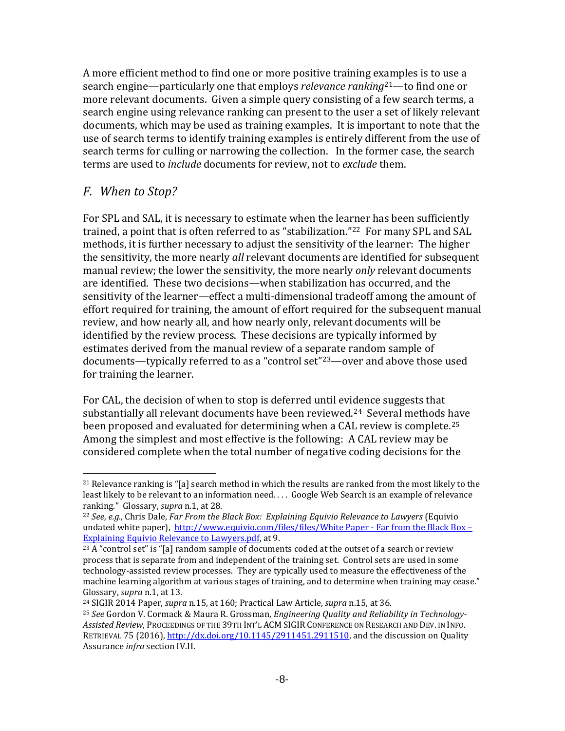A more efficient method to find one or more positive training examples is to use a search engine—particularly one that employs *relevance ranking*[21]—to find one or more relevant documents. Given a simple query consisting of a few search terms, a search engine using relevance ranking can present to the user a set of likely relevant documents, which may be used as training examples. It is important to note that the use of search terms to identify training examples is entirely different from the use of search terms for culling or narrowing the collection. In the former case, the search terms are used to *include* documents for review, not to *exclude* them.

### *F. When to Stop?*

For SPL and SAL, it is necessary to estimate when the learner has been sufficiently trained, a point that is often referred to as "stabilization."[22] For many SPL and SAL methods, it is further necessary to adjust the sensitivity of the learner: The higher the sensitivity, the more nearly *all* relevant documents are identified for subsequent manual review; the lower the sensitivity, the more nearly *only* relevant documents are identified. These two decisions—when stabilization has occurred, and the sensitivity of the learner—effect a multi-dimensional tradeoff among the amount of effort required for training, the amount of effort required for the subsequent manual review, and how nearly all, and how nearly only, relevant documents will be identified by the review process. These decisions are typically informed by estimates derived from the manual review of a separate random sample of documents—typically referred to as a "control set"[23]—over and above those used for training the learner.

For CAL, the decision of when to stop is deferred until evidence suggests that substantially all relevant documents have been reviewed.[24] Several methods have been proposed and evaluated for determining when a CAL review is complete.[25] Among the simplest and most effective is the following: A CAL review may be considered complete when the total number of negative coding decisions for the

---

[21] Relevance ranking is "[a] search method in which the results are ranked from the most likely to the least likely to be relevant to an information need. . . . Google Web Search is an example of relevance ranking." Glossary, *supra* n.1, at 28.

[22] *See, e.g.*, Chris Dale, *Far From the Black Box: Explaining Equivio Relevance to Lawyers* (Equivio undated white paper), http://www.equivio.com/files/files/White Paper - Far from the Black Box – Explaining Equivio Relevance to Lawyers.pdf, at 9.

[23] A "control set" is "[a] random sample of documents coded at the outset of a search or review process that is separate from and independent of the training set. Control sets are used in some technology-assisted review processes. They are typically used to measure the effectiveness of the machine learning algorithm at various stages of training, and to determine when training may cease." Glossary, *supra* n.1, at 13.

[24] SIGIR 2014 Paper, *supra* n.15, at 160; Practical Law Article, *supra* n.15, at 36.

[25] *See* Gordon V. Cormack & Maura R. Grossman, *Engineering Quality and Reliability in Technology-Assisted Review*, PROCEEDINGS OF THE 39TH INT'L ACM SIGIR CONFERENCE ON RESEARCH AND DEV. IN INFO. RETRIEVAL 75 (2016), http://dx.doi.org/10.1145/2911451.2911510, and the discussion on Quality Assurance *infra* section IV.H.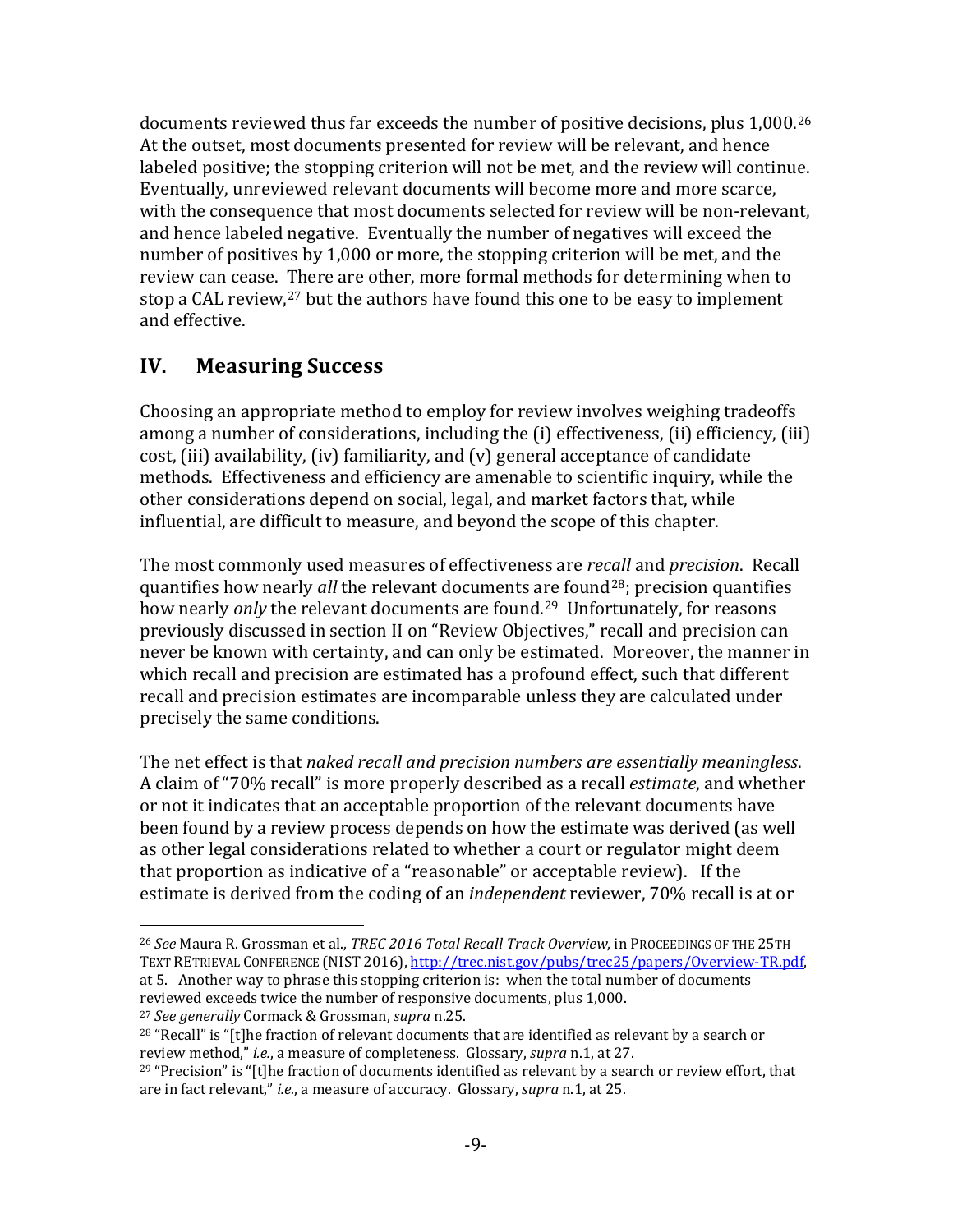documents reviewed thus far exceeds the number of positive decisions, plus 1,000.[26] At the outset, most documents presented for review will be relevant, and hence labeled positive; the stopping criterion will not be met, and the review will continue. Eventually, unreviewed relevant documents will become more and more scarce, with the consequence that most documents selected for review will be non-relevant, and hence labeled negative. Eventually the number of negatives will exceed the number of positives by 1,000 or more, the stopping criterion will be met, and the review can cease. There are other, more formal methods for determining when to stop a CAL review,[27] but the authors have found this one to be easy to implement and effective.

## IV. Measuring Success

Choosing an appropriate method to employ for review involves weighing tradeoffs among a number of considerations, including the (i) effectiveness, (ii) efficiency, (iii) cost, (iii) availability, (iv) familiarity, and (v) general acceptance of candidate methods. Effectiveness and efficiency are amenable to scientific inquiry, while the other considerations depend on social, legal, and market factors that, while influential, are difficult to measure, and beyond the scope of this chapter.

The most commonly used measures of effectiveness are *recall* and *precision*. Recall quantifies how nearly *all* the relevant documents are found[28]; precision quantifies how nearly *only* the relevant documents are found.[29] Unfortunately, for reasons previously discussed in section II on "Review Objectives," recall and precision can never be known with certainty, and can only be estimated. Moreover, the manner in which recall and precision are estimated has a profound effect, such that different recall and precision estimates are incomparable unless they are calculated under precisely the same conditions.

The net effect is that *naked recall and precision numbers are essentially meaningless*. A claim of "70% recall" is more properly described as a recall *estimate*, and whether or not it indicates that an acceptable proportion of the relevant documents have been found by a review process depends on how the estimate was derived (as well as other legal considerations related to whether a court or regulator might deem that proportion as indicative of a "reasonable" or acceptable review). If the estimate is derived from the coding of an *independent* reviewer, 70% recall is at or

---

[26] *See* Maura R. Grossman et al., *TREC 2016 Total Recall Track Overview*, in PROCEEDINGS OF THE 25TH TEXT RETRIEVAL CONFERENCE (NIST 2016), http://trec.nist.gov/pubs/trec25/papers/Overview-TR.pdf, at 5. Another way to phrase this stopping criterion is: when the total number of documents reviewed exceeds twice the number of responsive documents, plus 1,000.

[27] *See generally* Cormack & Grossman, *supra* n.25.

[28] "Recall" is "[t]he fraction of relevant documents that are identified as relevant by a search or review method," *i.e.*, a measure of completeness. Glossary, *supra* n.1, at 27.

[29] "Precision" is "[t]he fraction of documents identified as relevant by a search or review effort, that are in fact relevant," *i.e.*, a measure of accuracy. Glossary, *supra* n.1, at 25.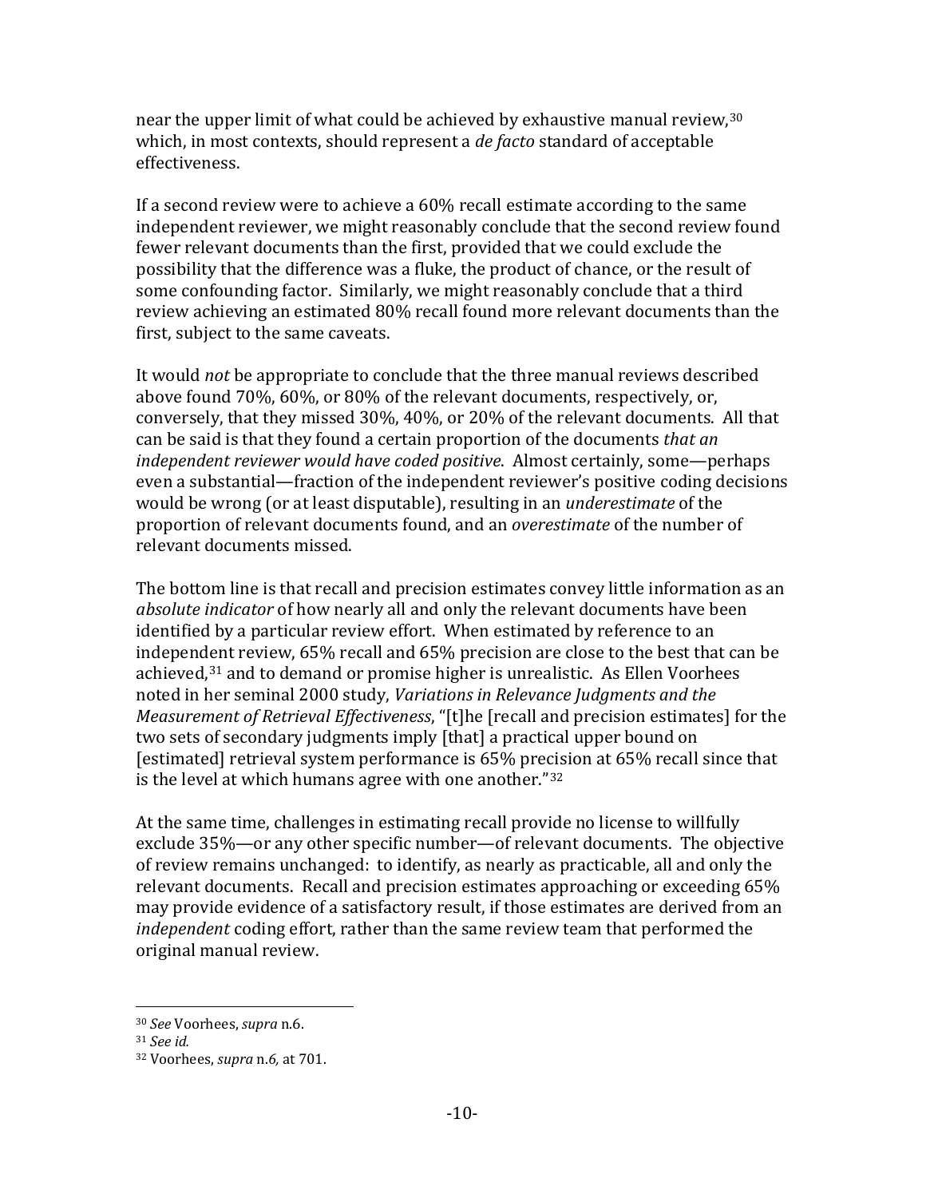near the upper limit of what could be achieved by exhaustive manual review,[30] which, in most contexts, should represent a *de facto* standard of acceptable effectiveness.

If a second review were to achieve a 60% recall estimate according to the same independent reviewer, we might reasonably conclude that the second review found fewer relevant documents than the first, provided that we could exclude the possibility that the difference was a fluke, the product of chance, or the result of some confounding factor. Similarly, we might reasonably conclude that a third review achieving an estimated 80% recall found more relevant documents than the first, subject to the same caveats.

It would *not* be appropriate to conclude that the three manual reviews described above found 70%, 60%, or 80% of the relevant documents, respectively, or, conversely, that they missed 30%, 40%, or 20% of the relevant documents. All that can be said is that they found a certain proportion of the documents *that an independent reviewer would have coded positive*. Almost certainly, some—perhaps even a substantial—fraction of the independent reviewer's positive coding decisions would be wrong (or at least disputable), resulting in an *underestimate* of the proportion of relevant documents found, and an *overestimate* of the number of relevant documents missed.

The bottom line is that recall and precision estimates convey little information as an *absolute indicator* of how nearly all and only the relevant documents have been identified by a particular review effort. When estimated by reference to an independent review, 65% recall and 65% precision are close to the best that can be achieved,[31] and to demand or promise higher is unrealistic. As Ellen Voorhees noted in her seminal 2000 study, *Variations in Relevance Judgments and the Measurement of Retrieval Effectiveness*, "[t]he [recall and precision estimates] for the two sets of secondary judgments imply [that] a practical upper bound on [estimated] retrieval system performance is 65% precision at 65% recall since that is the level at which humans agree with one another."[32]

At the same time, challenges in estimating recall provide no license to willfully exclude 35%—or any other specific number—of relevant documents. The objective of review remains unchanged: to identify, as nearly as practicable, all and only the relevant documents. Recall and precision estimates approaching or exceeding 65% may provide evidence of a satisfactory result, if those estimates are derived from an *independent* coding effort, rather than the same review team that performed the original manual review.

---

[30] *See* Voorhees, *supra* n.6.

[31] *See id.*

[32] Voorhees, *supra* n.*6*, at 701.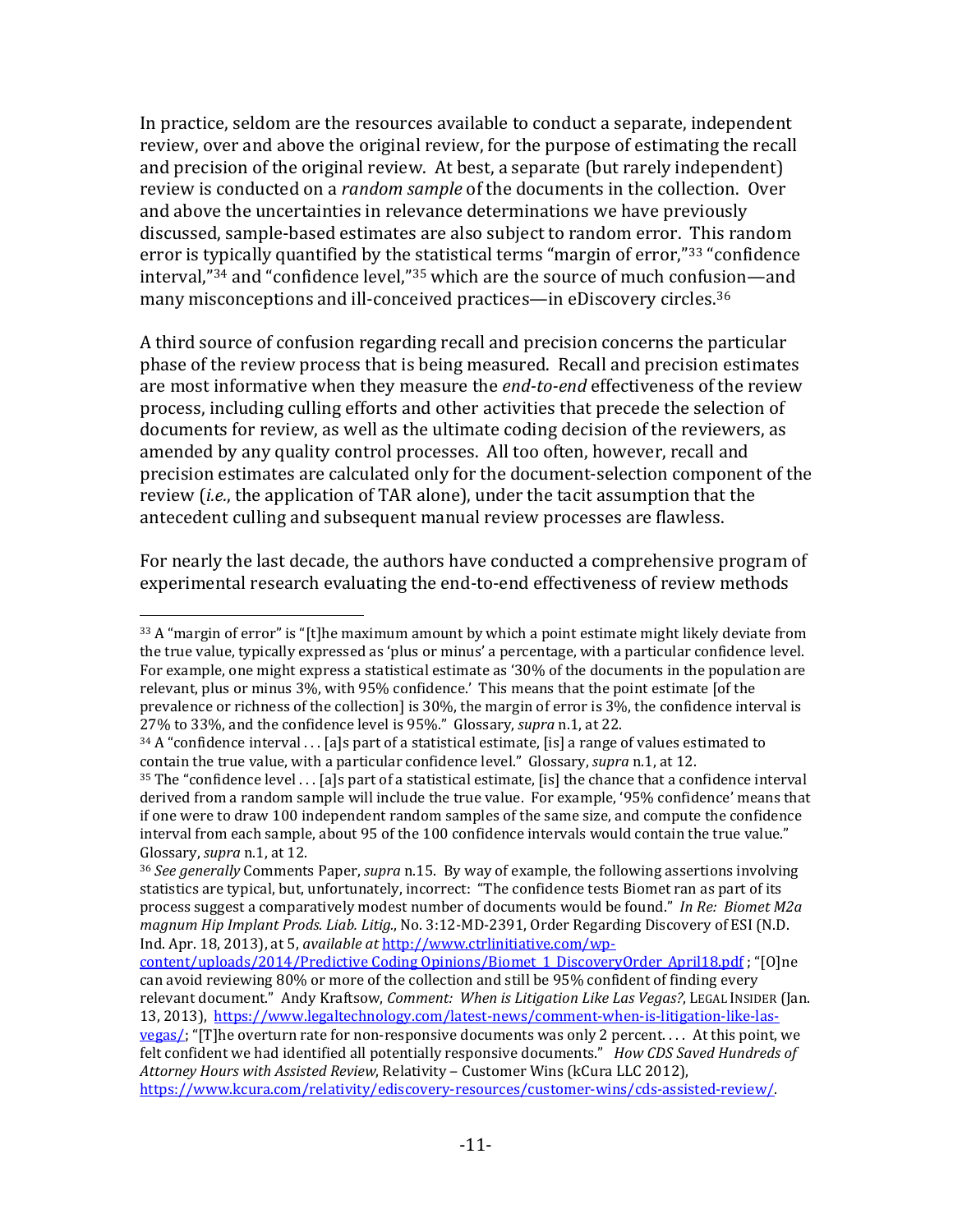In practice, seldom are the resources available to conduct a separate, independent review, over and above the original review, for the purpose of estimating the recall and precision of the original review. At best, a separate (but rarely independent) review is conducted on a *random sample* of the documents in the collection. Over and above the uncertainties in relevance determinations we have previously discussed, sample-based estimates are also subject to random error. This random error is typically quantified by the statistical terms "margin of error,"[33] "confidence interval,"[34] and "confidence level,"[35] which are the source of much confusion—and many misconceptions and ill-conceived practices—in eDiscovery circles.[36]

A third source of confusion regarding recall and precision concerns the particular phase of the review process that is being measured. Recall and precision estimates are most informative when they measure the *end-to-end* effectiveness of the review process, including culling efforts and other activities that precede the selection of documents for review, as well as the ultimate coding decision of the reviewers, as amended by any quality control processes. All too often, however, recall and precision estimates are calculated only for the document-selection component of the review (*i.e.*, the application of TAR alone), under the tacit assumption that the antecedent culling and subsequent manual review processes are flawless.

For nearly the last decade, the authors have conducted a comprehensive program of experimental research evaluating the end-to-end effectiveness of review methods

---

[33] A "margin of error" is "[t]he maximum amount by which a point estimate might likely deviate from the true value, typically expressed as 'plus or minus' a percentage, with a particular confidence level. For example, one might express a statistical estimate as '30% of the documents in the population are relevant, plus or minus 3%, with 95% confidence.' This means that the point estimate [of the prevalence or richness of the collection] is 30%, the margin of error is 3%, the confidence interval is 27% to 33%, and the confidence level is 95%." Glossary, *supra* n.1, at 22.

[34] A "confidence interval . . . [a]s part of a statistical estimate, [is] a range of values estimated to contain the true value, with a particular confidence level." Glossary, *supra* n.1, at 12.

[35] The "confidence level . . . [a]s part of a statistical estimate, [is] the chance that a confidence interval derived from a random sample will include the true value. For example, '95% confidence' means that if one were to draw 100 independent random samples of the same size, and compute the confidence interval from each sample, about 95 of the 100 confidence intervals would contain the true value." Glossary, *supra* n.1, at 12.

[36] *See generally* Comments Paper, *supra* n.15. By way of example, the following assertions involving statistics are typical, but, unfortunately, incorrect: "The confidence tests Biomet ran as part of its process suggest a comparatively modest number of documents would be found." *In Re: Biomet M2a magnum Hip Implant Prods. Liab. Litig.*, No. 3:12-MD-2391, Order Regarding Discovery of ESI (N.D. Ind. Apr. 18, 2013), at 5, *available at* http://www.ctrlinitiative.com/wp-content/uploads/2014/Predictive Coding Opinions/Biomet_1_DiscoveryOrder_April18.pdf ; "[O]ne can avoid reviewing 80% or more of the collection and still be 95% confident of finding every relevant document." Andy Kraftsow, *Comment: When is Litigation Like Las Vegas?*, LEGAL INSIDER (Jan. 13, 2013), https://www.legaltechnology.com/latest-news/comment-when-is-litigation-like-las-vegas/; "[T]he overturn rate for non-responsive documents was only 2 percent. . . . At this point, we felt confident we had identified all potentially responsive documents." *How CDS Saved Hundreds of Attorney Hours with Assisted Review*, Relativity – Customer Wins (kCura LLC 2012), https://www.kcura.com/relativity/ediscovery-resources/customer-wins/cds-assisted-review/.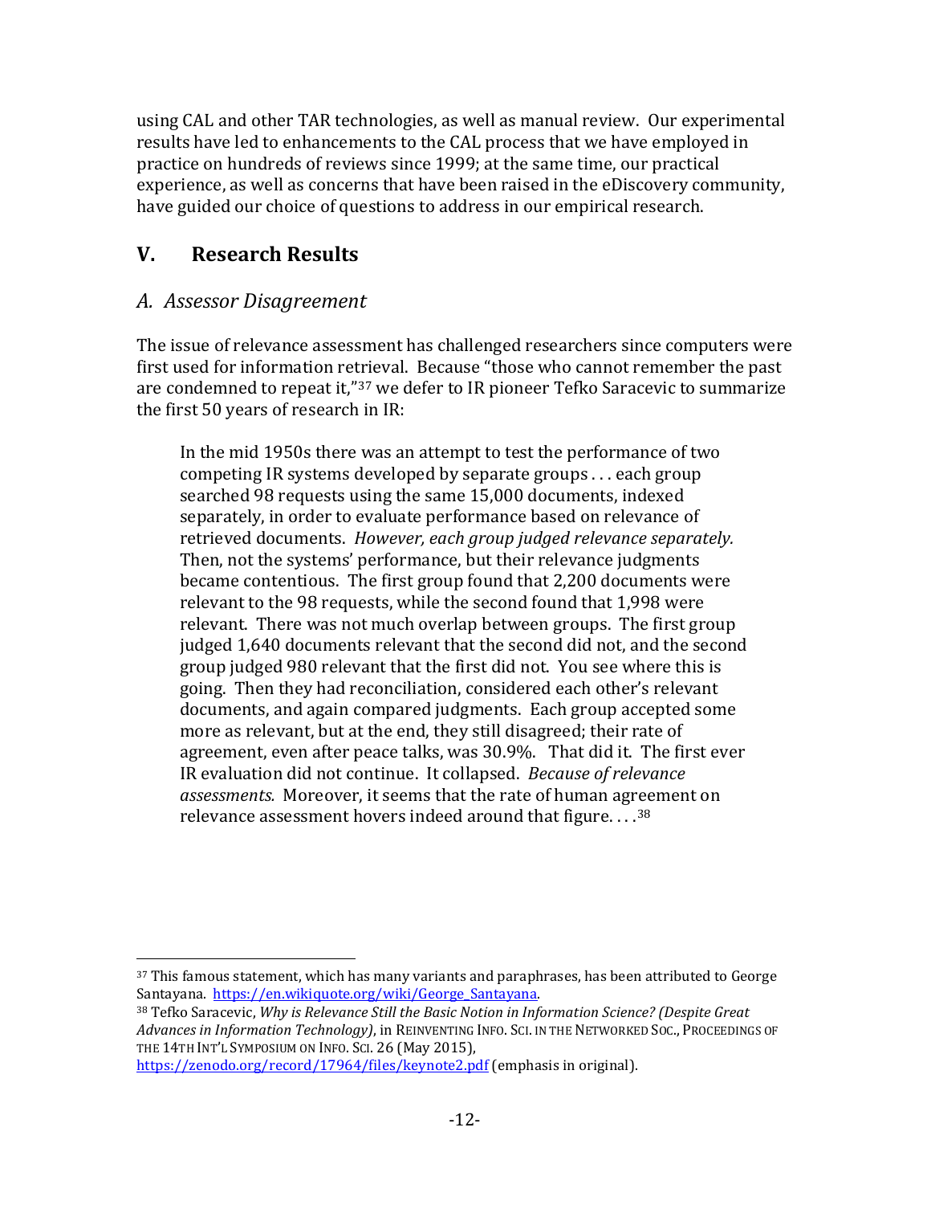using CAL and other TAR technologies, as well as manual review. Our experimental results have led to enhancements to the CAL process that we have employed in practice on hundreds of reviews since 1999; at the same time, our practical experience, as well as concerns that have been raised in the eDiscovery community, have guided our choice of questions to address in our empirical research.

## V. Research Results

### *A. Assessor Disagreement*

The issue of relevance assessment has challenged researchers since computers were first used for information retrieval. Because "those who cannot remember the past are condemned to repeat it,"[37] we defer to IR pioneer Tefko Saracevic to summarize the first 50 years of research in IR:

> In the mid 1950s there was an attempt to test the performance of two competing IR systems developed by separate groups . . . each group searched 98 requests using the same 15,000 documents, indexed separately, in order to evaluate performance based on relevance of retrieved documents. *However, each group judged relevance separately.* Then, not the systems' performance, but their relevance judgments became contentious. The first group found that 2,200 documents were relevant to the 98 requests, while the second found that 1,998 were relevant. There was not much overlap between groups. The first group judged 1,640 documents relevant that the second did not, and the second group judged 980 relevant that the first did not. You see where this is going. Then they had reconciliation, considered each other's relevant documents, and again compared judgments. Each group accepted some more as relevant, but at the end, they still disagreed; their rate of agreement, even after peace talks, was 30.9%. That did it. The first ever IR evaluation did not continue. It collapsed. *Because of relevance assessments.* Moreover, it seems that the rate of human agreement on relevance assessment hovers indeed around that figure. . . .[38]

---

[37] This famous statement, which has many variants and paraphrases, has been attributed to George Santayana. https://en.wikiquote.org/wiki/George_Santayana.

[38] Tefko Saracevic, *Why is Relevance Still the Basic Notion in Information Science? (Despite Great Advances in Information Technology)*, in REINVENTING INFO. SCI. IN THE NETWORKED SOC., PROCEEDINGS OF THE 14TH INT'L SYMPOSIUM ON INFO. SCI. 26 (May 2015), https://zenodo.org/record/17964/files/keynote2.pdf (emphasis in original).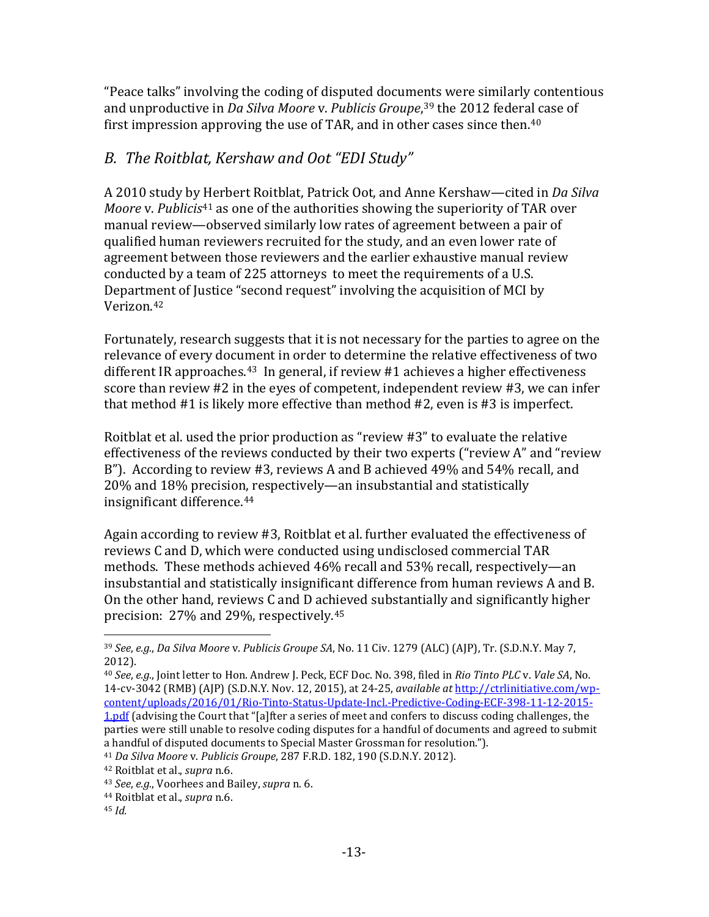"Peace talks" involving the coding of disputed documents were similarly contentious and unproductive in *Da Silva Moore* v. *Publicis Groupe*,[39] the 2012 federal case of first impression approving the use of TAR, and in other cases since then.[40]

## *B. The Roitblat, Kershaw and Oot "EDI Study"*

A 2010 study by Herbert Roitblat, Patrick Oot, and Anne Kershaw—cited in *Da Silva Moore* v. *Publicis*[41] as one of the authorities showing the superiority of TAR over manual review—observed similarly low rates of agreement between a pair of qualified human reviewers recruited for the study, and an even lower rate of agreement between those reviewers and the earlier exhaustive manual review conducted by a team of 225 attorneys to meet the requirements of a U.S. Department of Justice "second request" involving the acquisition of MCI by Verizon.[42]

Fortunately, research suggests that it is not necessary for the parties to agree on the relevance of every document in order to determine the relative effectiveness of two different IR approaches.[43] In general, if review #1 achieves a higher effectiveness score than review #2 in the eyes of competent, independent review #3, we can infer that method #1 is likely more effective than method #2, even is #3 is imperfect.

Roitblat et al. used the prior production as "review #3" to evaluate the relative effectiveness of the reviews conducted by their two experts ("review A" and "review B"). According to review #3, reviews A and B achieved 49% and 54% recall, and 20% and 18% precision, respectively—an insubstantial and statistically insignificant difference.[44]

Again according to review #3, Roitblat et al. further evaluated the effectiveness of reviews C and D, which were conducted using undisclosed commercial TAR methods. These methods achieved 46% recall and 53% recall, respectively—an insubstantial and statistically insignificant difference from human reviews A and B. On the other hand, reviews C and D achieved substantially and significantly higher precision: 27% and 29%, respectively.[45]

---

[39] *See*, *e.g.*, *Da Silva Moore* v. *Publicis Groupe SA*, No. 11 Civ. 1279 (ALC) (AJP), Tr. (S.D.N.Y. May 7, 2012).

[40] *See*, *e.g.*, Joint letter to Hon. Andrew J. Peck, ECF Doc. No. 398, filed in *Rio Tinto PLC* v. *Vale SA*, No. 14-cv-3042 (RMB) (AJP) (S.D.N.Y. Nov. 12, 2015), at 24-25, *available at* http://ctrlinitiative.com/wp-content/uploads/2016/01/Rio-Tinto-Status-Update-Incl.-Predictive-Coding-ECF-398-11-12-2015-1.pdf (advising the Court that "[a]fter a series of meet and confers to discuss coding challenges, the parties were still unable to resolve coding disputes for a handful of documents and agreed to submit a handful of disputed documents to Special Master Grossman for resolution.").

[41] *Da Silva Moore* v. *Publicis Groupe*, 287 F.R.D. 182, 190 (S.D.N.Y. 2012).

[42] Roitblat et al., *supra* n.6.

[43] *See*, *e.g.*, Voorhees and Bailey, *supra* n. 6.

[44] Roitblat et al., *supra* n.6.

[45] *Id.*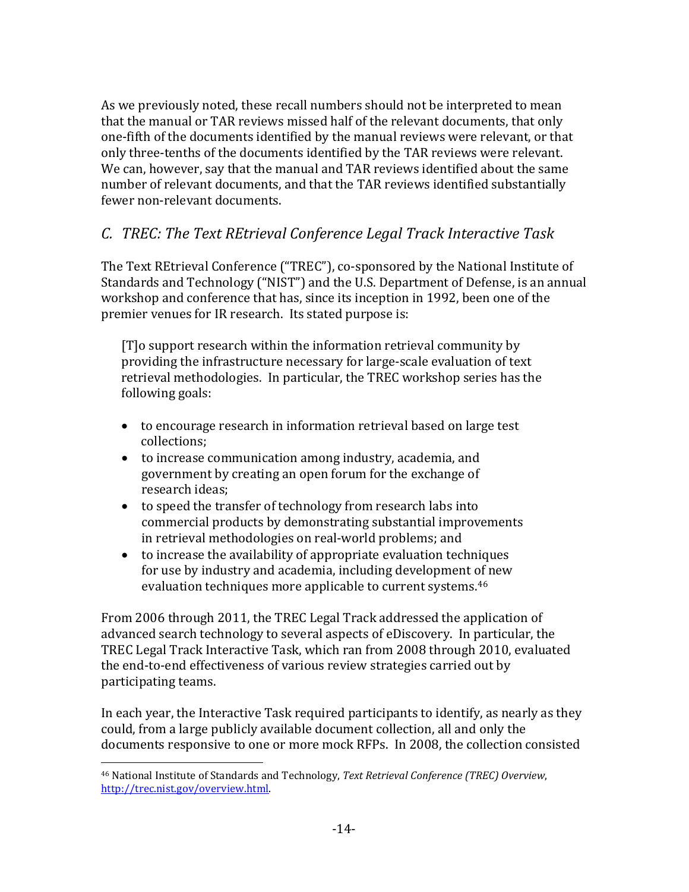As we previously noted, these recall numbers should not be interpreted to mean that the manual or TAR reviews missed half of the relevant documents, that only one-fifth of the documents identified by the manual reviews were relevant, or that only three-tenths of the documents identified by the TAR reviews were relevant. We can, however, say that the manual and TAR reviews identified about the same number of relevant documents, and that the TAR reviews identified substantially fewer non-relevant documents.

## *C. TREC: The Text REtrieval Conference Legal Track Interactive Task*

The Text REtrieval Conference ("TREC"), co-sponsored by the National Institute of Standards and Technology ("NIST") and the U.S. Department of Defense, is an annual workshop and conference that has, since its inception in 1992, been one of the premier venues for IR research. Its stated purpose is:

> [T]o support research within the information retrieval community by providing the infrastructure necessary for large-scale evaluation of text retrieval methodologies. In particular, the TREC workshop series has the following goals:
>
> - to encourage research in information retrieval based on large test collections;
> - to increase communication among industry, academia, and government by creating an open forum for the exchange of research ideas;
> - to speed the transfer of technology from research labs into commercial products by demonstrating substantial improvements in retrieval methodologies on real-world problems; and
> - to increase the availability of appropriate evaluation techniques for use by industry and academia, including development of new evaluation techniques more applicable to current systems.[46]

From 2006 through 2011, the TREC Legal Track addressed the application of advanced search technology to several aspects of eDiscovery. In particular, the TREC Legal Track Interactive Task, which ran from 2008 through 2010, evaluated the end-to-end effectiveness of various review strategies carried out by participating teams.

In each year, the Interactive Task required participants to identify, as nearly as they could, from a large publicly available document collection, all and only the documents responsive to one or more mock RFPs. In 2008, the collection consisted

---

[46] National Institute of Standards and Technology, *Text Retrieval Conference (TREC) Overview*, http://trec.nist.gov/overview.html.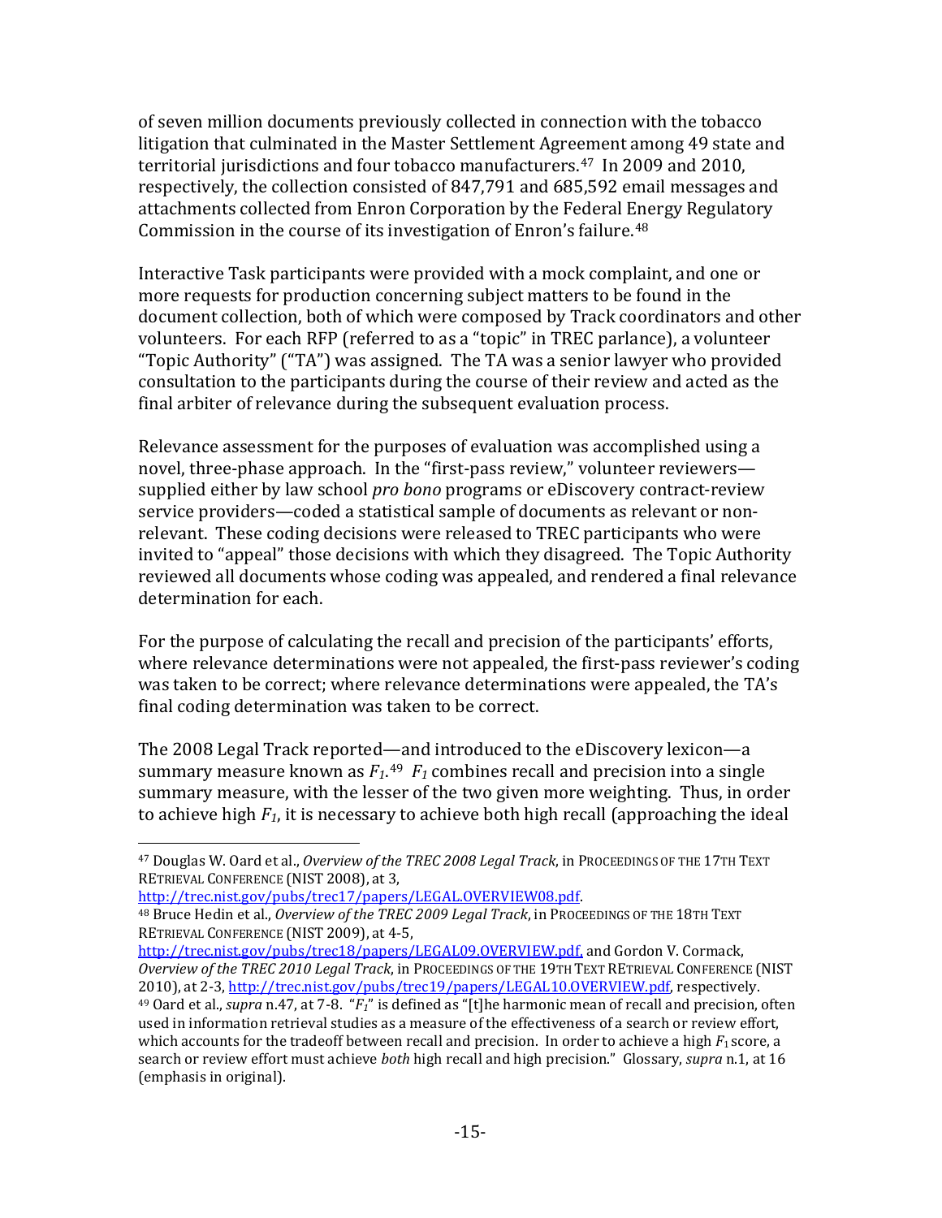of seven million documents previously collected in connection with the tobacco litigation that culminated in the Master Settlement Agreement among 49 state and territorial jurisdictions and four tobacco manufacturers.[47] In 2009 and 2010, respectively, the collection consisted of 847,791 and 685,592 email messages and attachments collected from Enron Corporation by the Federal Energy Regulatory Commission in the course of its investigation of Enron's failure.[48]

Interactive Task participants were provided with a mock complaint, and one or more requests for production concerning subject matters to be found in the document collection, both of which were composed by Track coordinators and other volunteers. For each RFP (referred to as a "topic" in TREC parlance), a volunteer "Topic Authority" ("TA") was assigned. The TA was a senior lawyer who provided consultation to the participants during the course of their review and acted as the final arbiter of relevance during the subsequent evaluation process.

Relevance assessment for the purposes of evaluation was accomplished using a novel, three-phase approach. In the "first-pass review," volunteer reviewers—supplied either by law school *pro bono* programs or eDiscovery contract-review service providers—coded a statistical sample of documents as relevant or non-relevant. These coding decisions were released to TREC participants who were invited to "appeal" those decisions with which they disagreed. The Topic Authority reviewed all documents whose coding was appealed, and rendered a final relevance determination for each.

For the purpose of calculating the recall and precision of the participants' efforts, where relevance determinations were not appealed, the first-pass reviewer's coding was taken to be correct; where relevance determinations were appealed, the TA's final coding determination was taken to be correct.

The 2008 Legal Track reported—and introduced to the eDiscovery lexicon—a summary measure known as $F_1$.[49] $F_1$ combines recall and precision into a single summary measure, with the lesser of the two given more weighting. Thus, in order to achieve high $F_1$, it is necessary to achieve both high recall (approaching the ideal

---

[47] Douglas W. Oard et al., *Overview of the TREC 2008 Legal Track*, in PROCEEDINGS OF THE 17TH TEXT RETRIEVAL CONFERENCE (NIST 2008), at 3, http://trec.nist.gov/pubs/trec17/papers/LEGAL.OVERVIEW08.pdf.

[48] Bruce Hedin et al., *Overview of the TREC 2009 Legal Track*, in PROCEEDINGS OF THE 18TH TEXT RETRIEVAL CONFERENCE (NIST 2009), at 4-5, http://trec.nist.gov/pubs/trec18/papers/LEGAL09.OVERVIEW.pdf, and Gordon V. Cormack, *Overview of the TREC 2010 Legal Track*, in PROCEEDINGS OF THE 19TH TEXT RETRIEVAL CONFERENCE (NIST 2010), at 2-3, http://trec.nist.gov/pubs/trec19/papers/LEGAL10.OVERVIEW.pdf, respectively.

[49] Oard et al., *supra* n.47, at 7-8. "$F_1$" is defined as "[t]he harmonic mean of recall and precision, often used in information retrieval studies as a measure of the effectiveness of a search or review effort, which accounts for the tradeoff between recall and precision. In order to achieve a high $F_1$ score, a search or review effort must achieve *both* high recall and high precision." Glossary, *supra* n.1, at 16 (emphasis in original).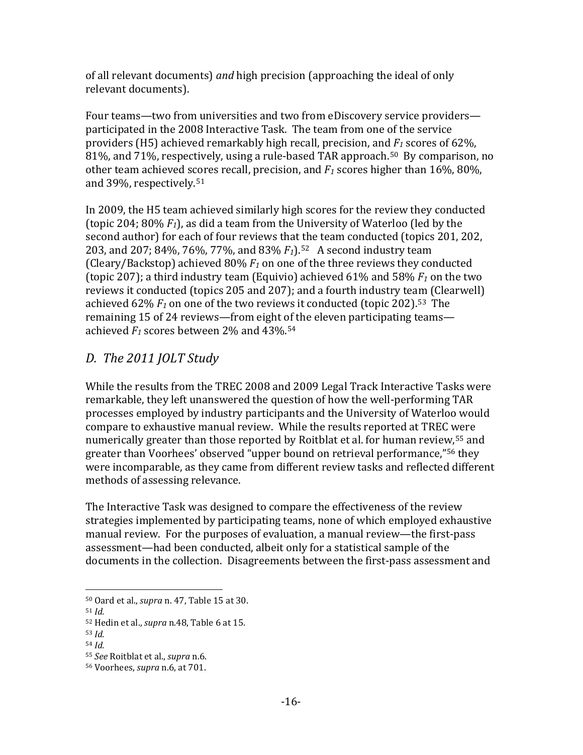of all relevant documents) *and* high precision (approaching the ideal of only relevant documents).

Four teams—two from universities and two from eDiscovery service providers—participated in the 2008 Interactive Task. The team from one of the service providers (H5) achieved remarkably high recall, precision, and $F_1$ scores of 62%, 81%, and 71%, respectively, using a rule-based TAR approach.[50] By comparison, no other team achieved scores recall, precision, and $F_1$ scores higher than 16%, 80%, and 39%, respectively.[51]

In 2009, the H5 team achieved similarly high scores for the review they conducted (topic 204; 80% $F_1$), as did a team from the University of Waterloo (led by the second author) for each of four reviews that the team conducted (topics 201, 202, 203, and 207; 84%, 76%, 77%, and 83% $F_1$).[52] A second industry team (Cleary/Backstop) achieved 80% $F_1$ on one of the three reviews they conducted (topic 207); a third industry team (Equivio) achieved 61% and 58% $F_1$ on the two reviews it conducted (topics 205 and 207); and a fourth industry team (Clearwell) achieved 62% $F_1$ on one of the two reviews it conducted (topic 202).[53] The remaining 15 of 24 reviews—from eight of the eleven participating teams—achieved $F_1$ scores between 2% and 43%.[54]

## *D. The 2011 JOLT Study*

While the results from the TREC 2008 and 2009 Legal Track Interactive Tasks were remarkable, they left unanswered the question of how the well-performing TAR processes employed by industry participants and the University of Waterloo would compare to exhaustive manual review. While the results reported at TREC were numerically greater than those reported by Roitblat et al. for human review,[55] and greater than Voorhees' observed "upper bound on retrieval performance,"[56] they were incomparable, as they came from different review tasks and reflected different methods of assessing relevance.

The Interactive Task was designed to compare the effectiveness of the review strategies implemented by participating teams, none of which employed exhaustive manual review. For the purposes of evaluation, a manual review—the first-pass assessment—had been conducted, albeit only for a statistical sample of the documents in the collection. Disagreements between the first-pass assessment and

---

[50] Oard et al., *supra* n. 47, Table 15 at 30.

[51] *Id.*

[52] Hedin et al., *supra* n.48, Table 6 at 15.

[53] *Id.*

[54] *Id.*

[55] *See* Roitblat et al., *supra* n.6.

[56] Voorhees, *supra* n.6, at 701.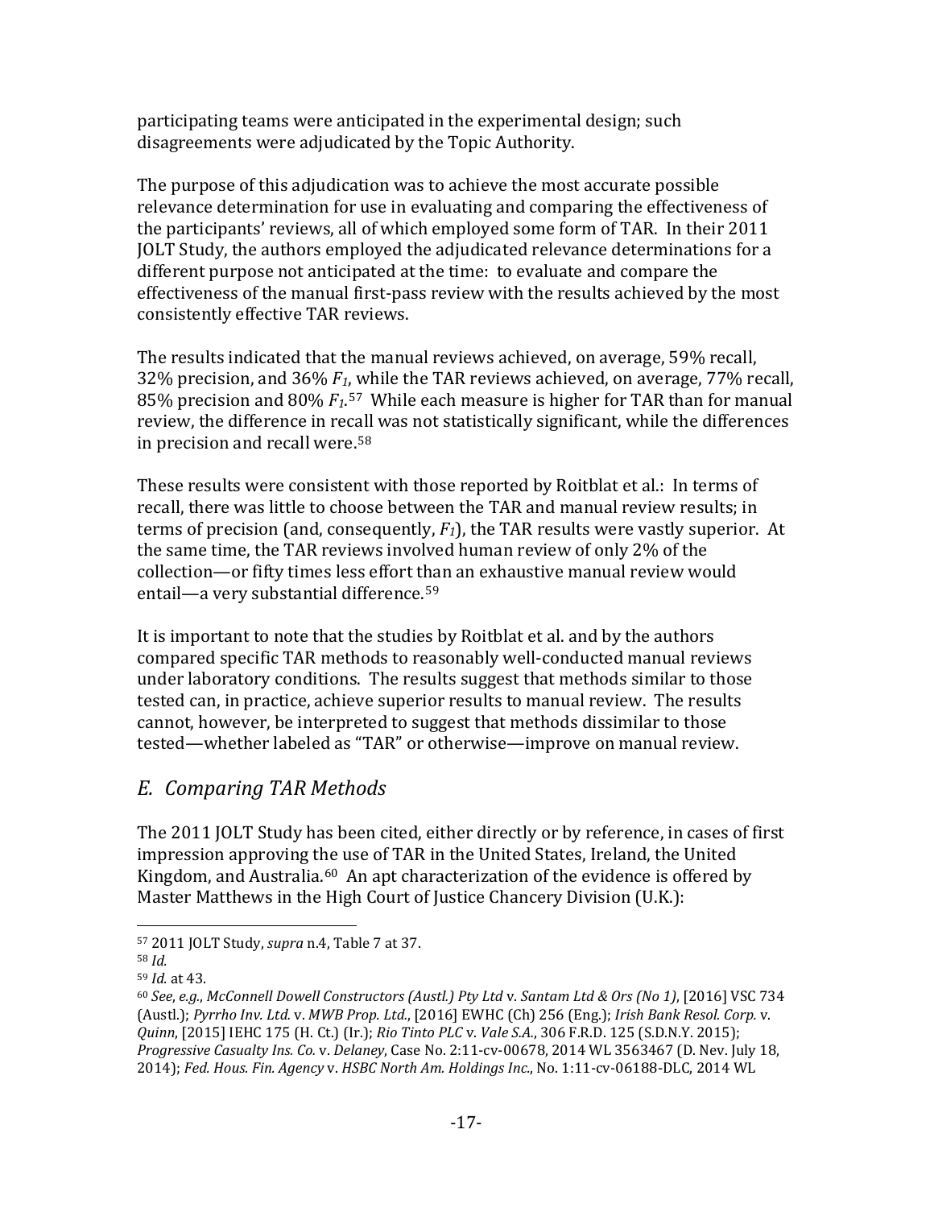participating teams were anticipated in the experimental design; such disagreements were adjudicated by the Topic Authority.

The purpose of this adjudication was to achieve the most accurate possible relevance determination for use in evaluating and comparing the effectiveness of the participants' reviews, all of which employed some form of TAR. In their 2011 JOLT Study, the authors employed the adjudicated relevance determinations for a different purpose not anticipated at the time: to evaluate and compare the effectiveness of the manual first-pass review with the results achieved by the most consistently effective TAR reviews.

The results indicated that the manual reviews achieved, on average, 59% recall, 32% precision, and 36% $F_1$, while the TAR reviews achieved, on average, 77% recall, 85% precision and 80% $F_1$.[57] While each measure is higher for TAR than for manual review, the difference in recall was not statistically significant, while the differences in precision and recall were.[58]

These results were consistent with those reported by Roitblat et al.: In terms of recall, there was little to choose between the TAR and manual review results; in terms of precision (and, consequently, $F_1$), the TAR results were vastly superior. At the same time, the TAR reviews involved human review of only 2% of the collection—or fifty times less effort than an exhaustive manual review would entail—a very substantial difference.[59]

It is important to note that the studies by Roitblat et al. and by the authors compared specific TAR methods to reasonably well-conducted manual reviews under laboratory conditions. The results suggest that methods similar to those tested can, in practice, achieve superior results to manual review. The results cannot, however, be interpreted to suggest that methods dissimilar to those tested—whether labeled as "TAR" or otherwise—improve on manual review.

## *E. Comparing TAR Methods*

The 2011 JOLT Study has been cited, either directly or by reference, in cases of first impression approving the use of TAR in the United States, Ireland, the United Kingdom, and Australia.[60] An apt characterization of the evidence is offered by Master Matthews in the High Court of Justice Chancery Division (U.K.):

---

[57] 2011 JOLT Study, *supra* n.4, Table 7 at 37.

[58] *Id.*

[59] *Id.* at 43.

[60] *See*, *e.g.*, *McConnell Dowell Constructors (Austl.) Pty Ltd* v. *Santam Ltd & Ors (No 1)*, [2016] VSC 734 (Austl.); *Pyrrho Inv. Ltd.* v. *MWB Prop. Ltd.*, [2016] EWHC (Ch) 256 (Eng.); *Irish Bank Resol. Corp.* v. *Quinn*, [2015] IEHC 175 (H. Ct.) (Ir.); *Rio Tinto PLC* v. *Vale S.A.*, 306 F.R.D. 125 (S.D.N.Y. 2015); *Progressive Casualty Ins. Co.* v. *Delaney*, Case No. 2:11-cv-00678, 2014 WL 3563467 (D. Nev. July 18, 2014); *Fed. Hous. Fin. Agency* v. *HSBC North Am. Holdings Inc.*, No. 1:11-cv-06188-DLC, 2014 WL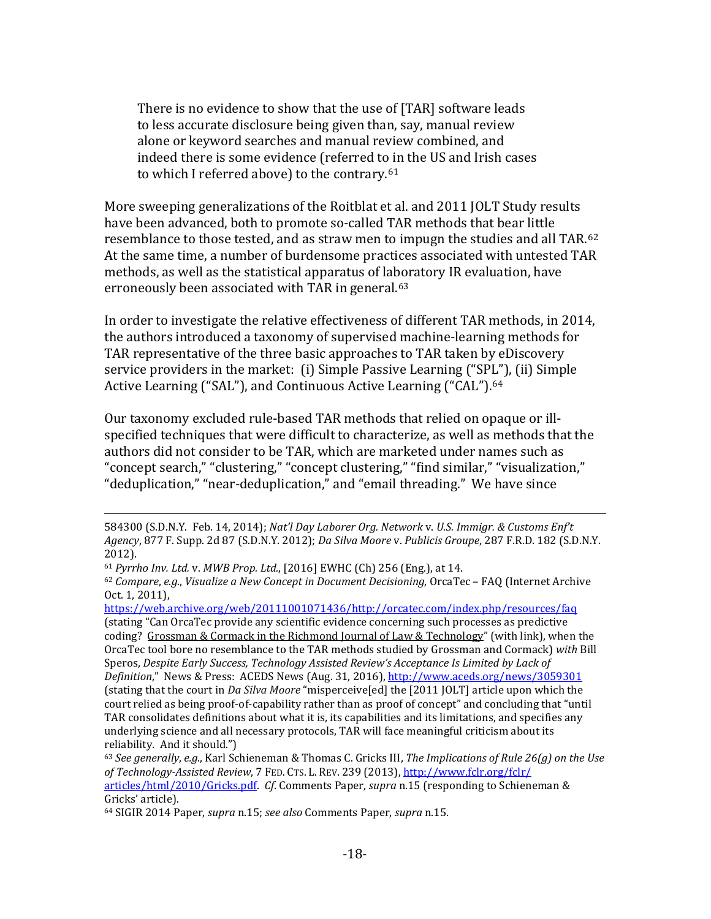> There is no evidence to show that the use of [TAR] software leads to less accurate disclosure being given than, say, manual review alone or keyword searches and manual review combined, and indeed there is some evidence (referred to in the US and Irish cases to which I referred above) to the contrary.[61]

More sweeping generalizations of the Roitblat et al. and 2011 JOLT Study results have been advanced, both to promote so-called TAR methods that bear little resemblance to those tested, and as straw men to impugn the studies and all TAR.[62] At the same time, a number of burdensome practices associated with untested TAR methods, as well as the statistical apparatus of laboratory IR evaluation, have erroneously been associated with TAR in general.[63]

In order to investigate the relative effectiveness of different TAR methods, in 2014, the authors introduced a taxonomy of supervised machine-learning methods for TAR representative of the three basic approaches to TAR taken by eDiscovery service providers in the market: (i) Simple Passive Learning ("SPL"), (ii) Simple Active Learning ("SAL"), and Continuous Active Learning ("CAL").[64]

Our taxonomy excluded rule-based TAR methods that relied on opaque or ill-specified techniques that were difficult to characterize, as well as methods that the authors did not consider to be TAR, which are marketed under names such as "concept search," "clustering," "concept clustering," "find similar," "visualization," "deduplication," "near-deduplication," and "email threading." We have since

---

584300 (S.D.N.Y. Feb. 14, 2014); *Nat'l Day Laborer Org. Network* v. *U.S. Immigr. & Customs Enf't Agency*, 877 F. Supp. 2d 87 (S.D.N.Y. 2012); *Da Silva Moore* v. *Publicis Groupe*, 287 F.R.D. 182 (S.D.N.Y. 2012).

[61] *Pyrrho Inv. Ltd.* v. *MWB Prop. Ltd.*, [2016] EWHC (Ch) 256 (Eng.), at 14.

[62] *Compare*, *e.g.*, *Visualize a New Concept in Document Decisioning*, OrcaTec – FAQ (Internet Archive Oct. 1, 2011), https://web.archive.org/web/20111001071436/http://orcatec.com/index.php/resources/faq (stating "Can OrcaTec provide any scientific evidence concerning such processes as predictive coding? Grossman & Cormack in the Richmond Journal of Law & Technology" (with link), when the OrcaTec tool bore no resemblance to the TAR methods studied by Grossman and Cormack) *with* Bill Speros, *Despite Early Success, Technology Assisted Review's Acceptance Is Limited by Lack of Definition*," News & Press: ACEDS News (Aug. 31, 2016), http://www.aceds.org/news/3059301 (stating that the court in *Da Silva Moore* "misperceive[ed] the [2011 JOLT] article upon which the court relied as being proof-of-capability rather than as proof of concept" and concluding that "until TAR consolidates definitions about what it is, its capabilities and its limitations, and specifies any underlying science and all necessary protocols, TAR will face meaningful criticism about its reliability. And it should.")

[63] *See generally*, *e.g.*, Karl Schieneman & Thomas C. Gricks III, *The Implications of Rule 26(g) on the Use of Technology-Assisted Review*, 7 FED. CTS. L. REV. 239 (2013), http://www.fclr.org/fclr/articles/html/2010/Gricks.pdf. *Cf.* Comments Paper, *supra* n.15 (responding to Schieneman & Gricks' article).

[64] SIGIR 2014 Paper, *supra* n.15; *see also* Comments Paper, *supra* n.15.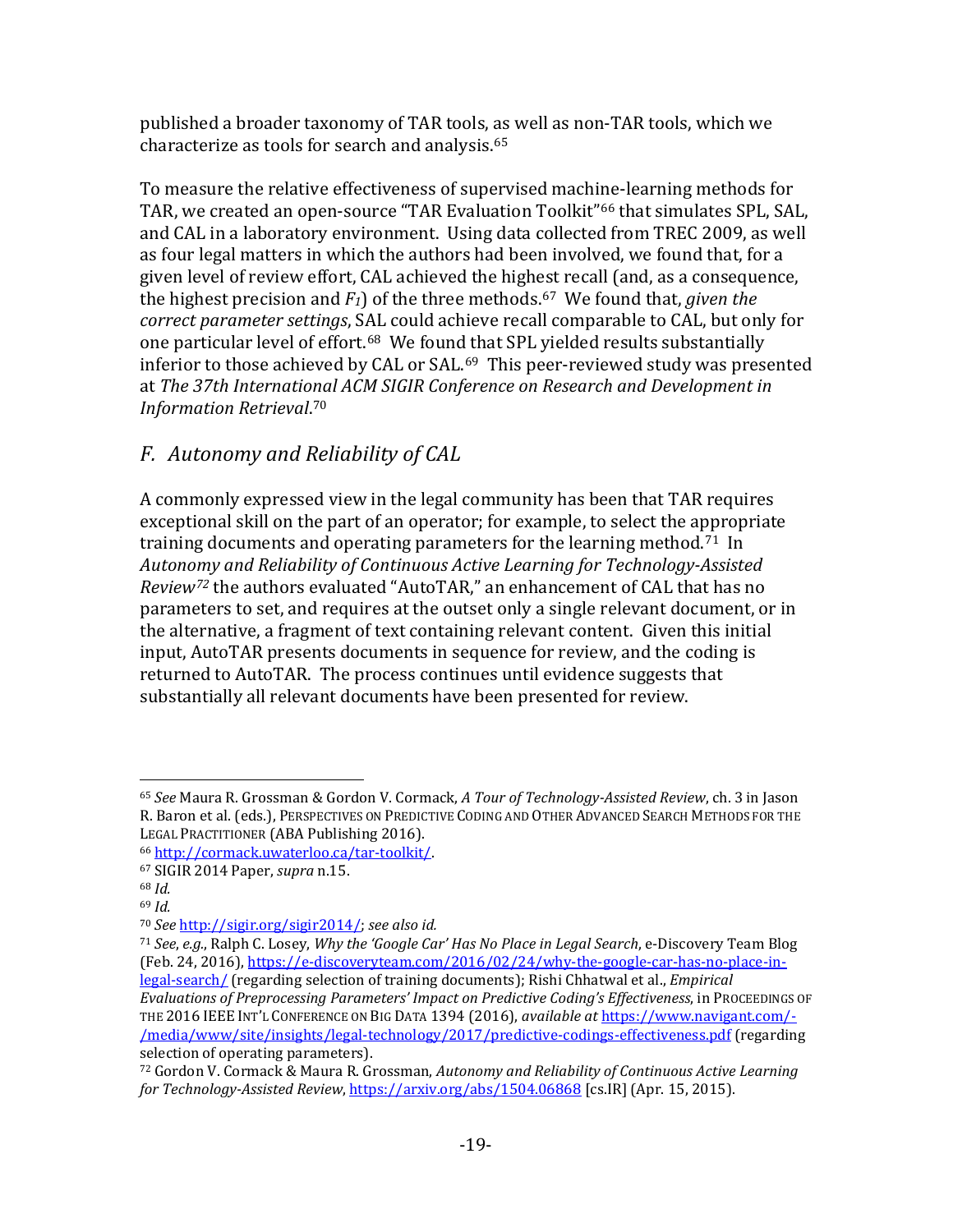published a broader taxonomy of TAR tools, as well as non-TAR tools, which we characterize as tools for search and analysis.[65]

To measure the relative effectiveness of supervised machine-learning methods for TAR, we created an open-source "TAR Evaluation Toolkit"[66] that simulates SPL, SAL, and CAL in a laboratory environment. Using data collected from TREC 2009, as well as four legal matters in which the authors had been involved, we found that, for a given level of review effort, CAL achieved the highest recall (and, as a consequence, the highest precision and $F_1$) of the three methods.[67] We found that, *given the correct parameter settings*, SAL could achieve recall comparable to CAL, but only for one particular level of effort.[68] We found that SPL yielded results substantially inferior to those achieved by CAL or SAL.[69] This peer-reviewed study was presented at *The 37th International ACM SIGIR Conference on Research and Development in Information Retrieval*.[70]

## *F. Autonomy and Reliability of CAL*

A commonly expressed view in the legal community has been that TAR requires exceptional skill on the part of an operator; for example, to select the appropriate training documents and operating parameters for the learning method.[71] In *Autonomy and Reliability of Continuous Active Learning for Technology-Assisted Review*[72] the authors evaluated "AutoTAR," an enhancement of CAL that has no parameters to set, and requires at the outset only a single relevant document, or in the alternative, a fragment of text containing relevant content. Given this initial input, AutoTAR presents documents in sequence for review, and the coding is returned to AutoTAR. The process continues until evidence suggests that substantially all relevant documents have been presented for review.

---

[65] *See* Maura R. Grossman & Gordon V. Cormack, *A Tour of Technology-Assisted Review*, ch. 3 in Jason R. Baron et al. (eds.), PERSPECTIVES ON PREDICTIVE CODING AND OTHER ADVANCED SEARCH METHODS FOR THE LEGAL PRACTITIONER (ABA Publishing 2016).

[66] http://cormack.uwaterloo.ca/tar-toolkit/.

[67] SIGIR 2014 Paper, *supra* n.15.

[68] *Id.*

[69] *Id.*

[70] *See* http://sigir.org/sigir2014/; *see also id.*

[71] *See*, *e.g.*, Ralph C. Losey, *Why the 'Google Car' Has No Place in Legal Search*, e-Discovery Team Blog (Feb. 24, 2016), https://e-discoveryteam.com/2016/02/24/why-the-google-car-has-no-place-in-legal-search/ (regarding selection of training documents); Rishi Chhatwal et al., *Empirical Evaluations of Preprocessing Parameters' Impact on Predictive Coding's Effectiveness*, in PROCEEDINGS OF THE 2016 IEEE INT'L CONFERENCE ON BIG DATA 1394 (2016), *available at* https://www.navigant.com/-/media/www/site/insights/legal-technology/2017/predictive-codings-effectiveness.pdf (regarding selection of operating parameters).

[72] Gordon V. Cormack & Maura R. Grossman, *Autonomy and Reliability of Continuous Active Learning for Technology-Assisted Review*, https://arxiv.org/abs/1504.06868 [cs.IR] (Apr. 15, 2015).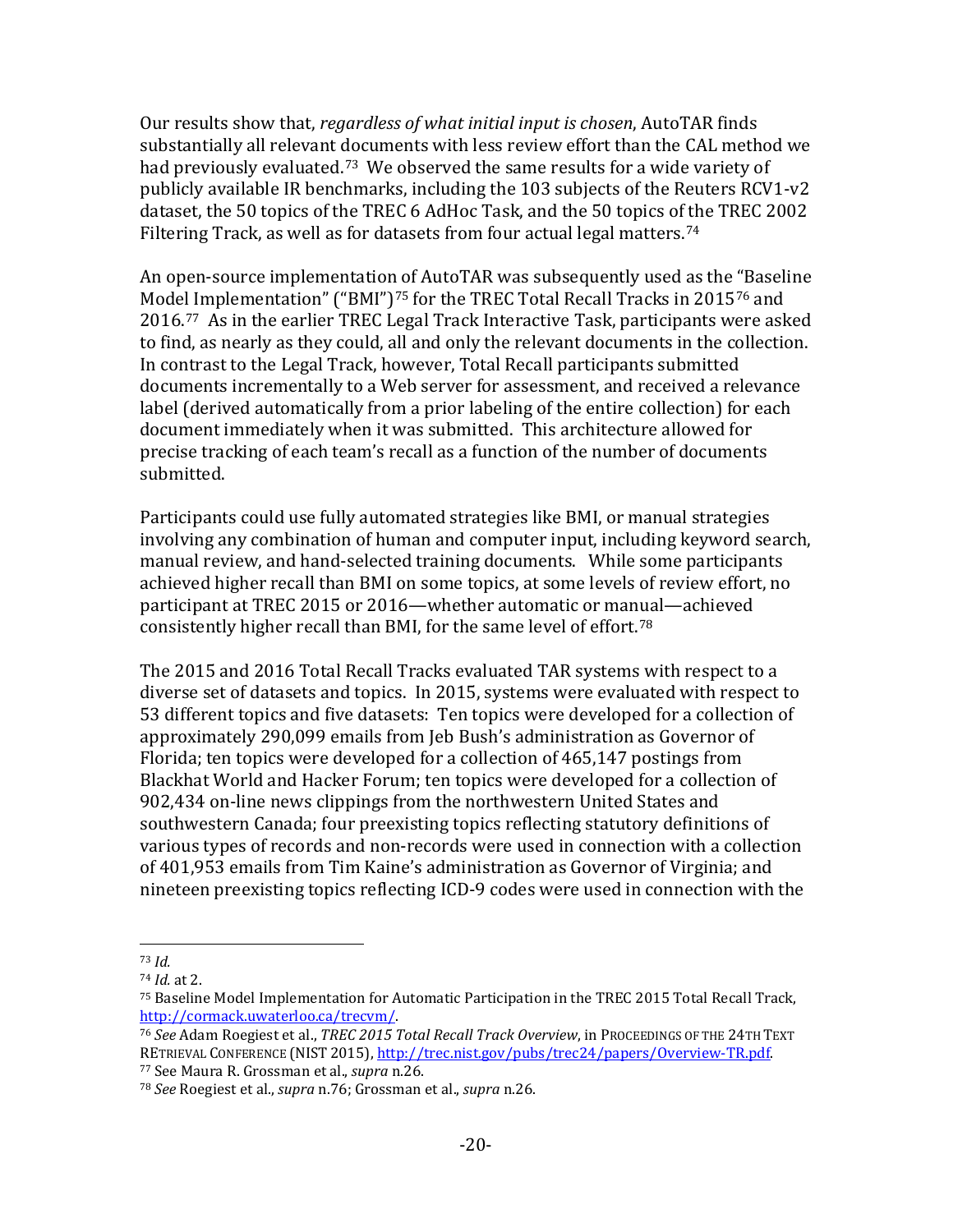Our results show that, *regardless of what initial input is chosen*, AutoTAR finds substantially all relevant documents with less review effort than the CAL method we had previously evaluated.[73] We observed the same results for a wide variety of publicly available IR benchmarks, including the 103 subjects of the Reuters RCV1-v2 dataset, the 50 topics of the TREC 6 AdHoc Task, and the 50 topics of the TREC 2002 Filtering Track, as well as for datasets from four actual legal matters.[74]

An open-source implementation of AutoTAR was subsequently used as the "Baseline Model Implementation" ("BMI")[75] for the TREC Total Recall Tracks in 2015[76] and 2016.[77] As in the earlier TREC Legal Track Interactive Task, participants were asked to find, as nearly as they could, all and only the relevant documents in the collection. In contrast to the Legal Track, however, Total Recall participants submitted documents incrementally to a Web server for assessment, and received a relevance label (derived automatically from a prior labeling of the entire collection) for each document immediately when it was submitted. This architecture allowed for precise tracking of each team's recall as a function of the number of documents submitted.

Participants could use fully automated strategies like BMI, or manual strategies involving any combination of human and computer input, including keyword search, manual review, and hand-selected training documents. While some participants achieved higher recall than BMI on some topics, at some levels of review effort, no participant at TREC 2015 or 2016—whether automatic or manual—achieved consistently higher recall than BMI, for the same level of effort.[78]

The 2015 and 2016 Total Recall Tracks evaluated TAR systems with respect to a diverse set of datasets and topics. In 2015, systems were evaluated with respect to 53 different topics and five datasets: Ten topics were developed for a collection of approximately 290,099 emails from Jeb Bush's administration as Governor of Florida; ten topics were developed for a collection of 465,147 postings from Blackhat World and Hacker Forum; ten topics were developed for a collection of 902,434 on-line news clippings from the northwestern United States and southwestern Canada; four preexisting topics reflecting statutory definitions of various types of records and non-records were used in connection with a collection of 401,953 emails from Tim Kaine's administration as Governor of Virginia; and nineteen preexisting topics reflecting ICD-9 codes were used in connection with the

---

[73] *Id.*

[74] *Id.* at 2.

[75] Baseline Model Implementation for Automatic Participation in the TREC 2015 Total Recall Track, http://cormack.uwaterloo.ca/trecvm/.

[76] *See* Adam Roegiest et al., *TREC 2015 Total Recall Track Overview*, in PROCEEDINGS OF THE 24TH TEXT RETRIEVAL CONFERENCE (NIST 2015), http://trec.nist.gov/pubs/trec24/papers/Overview-TR.pdf.

[77] See Maura R. Grossman et al., *supra* n.26.

[78] *See* Roegiest et al., *supra* n.76; Grossman et al., *supra* n.26.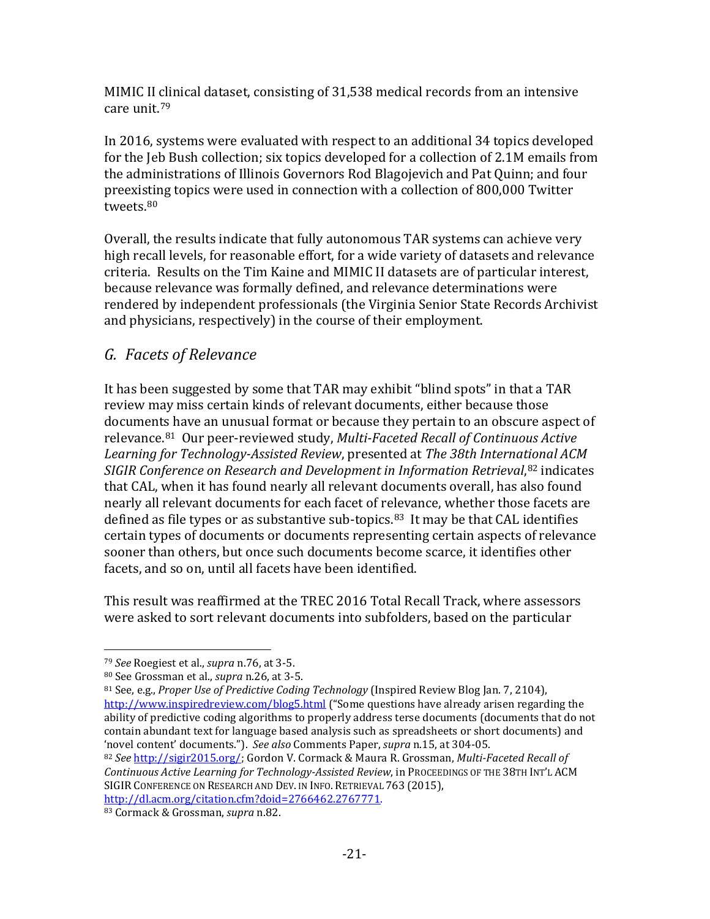MIMIC II clinical dataset, consisting of 31,538 medical records from an intensive care unit.[79]

In 2016, systems were evaluated with respect to an additional 34 topics developed for the Jeb Bush collection; six topics developed for a collection of 2.1M emails from the administrations of Illinois Governors Rod Blagojevich and Pat Quinn; and four preexisting topics were used in connection with a collection of 800,000 Twitter tweets.[80]

Overall, the results indicate that fully autonomous TAR systems can achieve very high recall levels, for reasonable effort, for a wide variety of datasets and relevance criteria. Results on the Tim Kaine and MIMIC II datasets are of particular interest, because relevance was formally defined, and relevance determinations were rendered by independent professionals (the Virginia Senior State Records Archivist and physicians, respectively) in the course of their employment.

## *G. Facets of Relevance*

It has been suggested by some that TAR may exhibit "blind spots" in that a TAR review may miss certain kinds of relevant documents, either because those documents have an unusual format or because they pertain to an obscure aspect of relevance.[81] Our peer-reviewed study, *Multi-Faceted Recall of Continuous Active Learning for Technology-Assisted Review*, presented at *The 38th International ACM SIGIR Conference on Research and Development in Information Retrieval*,[82] indicates that CAL, when it has found nearly all relevant documents overall, has also found nearly all relevant documents for each facet of relevance, whether those facets are defined as file types or as substantive sub-topics.[83] It may be that CAL identifies certain types of documents or documents representing certain aspects of relevance sooner than others, but once such documents become scarce, it identifies other facets, and so on, until all facets have been identified.

This result was reaffirmed at the TREC 2016 Total Recall Track, where assessors were asked to sort relevant documents into subfolders, based on the particular

---

[79] *See* Roegiest et al., *supra* n.76, at 3-5.

[80] See Grossman et al., *supra* n.26, at 3-5.

[81] See, e.g., *Proper Use of Predictive Coding Technology* (Inspired Review Blog Jan. 7, 2104), http://www.inspiredreview.com/blog5.html ("Some questions have already arisen regarding the ability of predictive coding algorithms to properly address terse documents (documents that do not contain abundant text for language based analysis such as spreadsheets or short documents) and 'novel content' documents."). *See also* Comments Paper, *supra* n.15, at 304-05.

[82] *See* http://sigir2015.org/; Gordon V. Cormack & Maura R. Grossman, *Multi-Faceted Recall of Continuous Active Learning for Technology-Assisted Review*, in PROCEEDINGS OF THE 38TH INT'L ACM SIGIR CONFERENCE ON RESEARCH AND DEV. IN INFO. RETRIEVAL 763 (2015), http://dl.acm.org/citation.cfm?doid=2766462.2767771.

[83] Cormack & Grossman, *supra* n.82.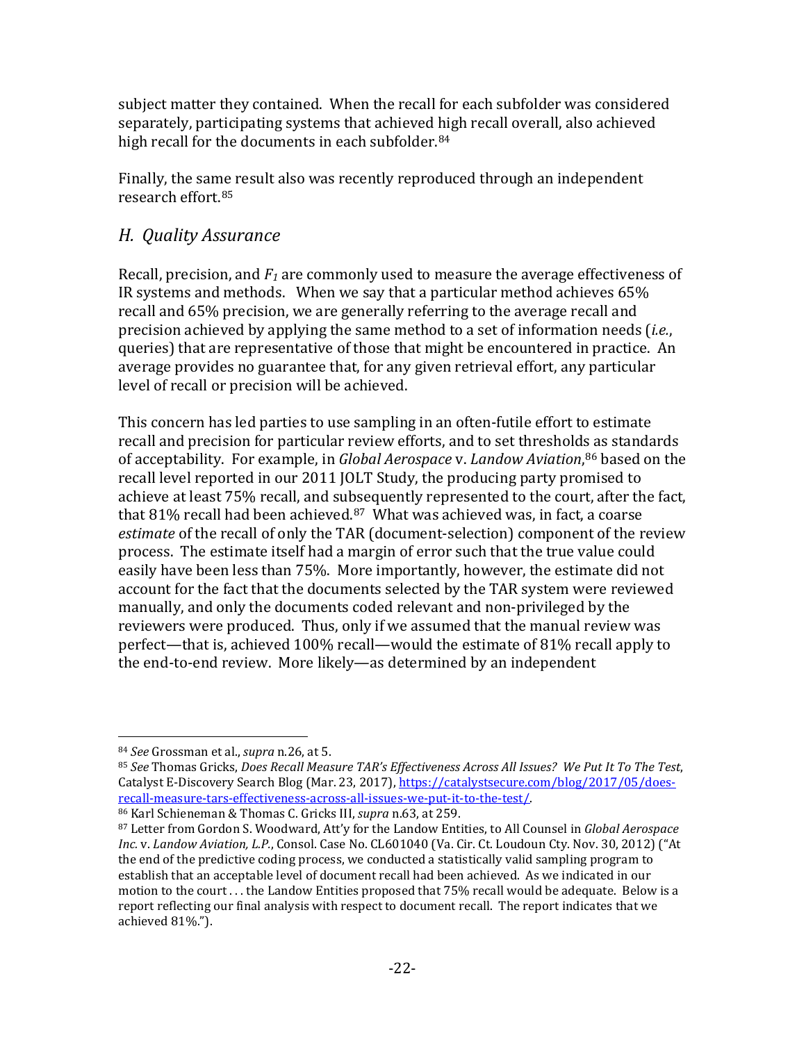subject matter they contained. When the recall for each subfolder was considered separately, participating systems that achieved high recall overall, also achieved high recall for the documents in each subfolder.[84]

Finally, the same result also was recently reproduced through an independent research effort.[85]

## *H. Quality Assurance*

Recall, precision, and $F_1$ are commonly used to measure the average effectiveness of IR systems and methods. When we say that a particular method achieves 65% recall and 65% precision, we are generally referring to the average recall and precision achieved by applying the same method to a set of information needs (*i.e.*, queries) that are representative of those that might be encountered in practice. An average provides no guarantee that, for any given retrieval effort, any particular level of recall or precision will be achieved.

This concern has led parties to use sampling in an often-futile effort to estimate recall and precision for particular review efforts, and to set thresholds as standards of acceptability. For example, in *Global Aerospace* v. *Landow Aviation*,[86] based on the recall level reported in our 2011 JOLT Study, the producing party promised to achieve at least 75% recall, and subsequently represented to the court, after the fact, that 81% recall had been achieved.[87] What was achieved was, in fact, a coarse *estimate* of the recall of only the TAR (document-selection) component of the review process. The estimate itself had a margin of error such that the true value could easily have been less than 75%. More importantly, however, the estimate did not account for the fact that the documents selected by the TAR system were reviewed manually, and only the documents coded relevant and non-privileged by the reviewers were produced. Thus, only if we assumed that the manual review was perfect—that is, achieved 100% recall—would the estimate of 81% recall apply to the end-to-end review. More likely—as determined by an independent

---

[84] *See* Grossman et al., *supra* n.26, at 5.

[85] *See* Thomas Gricks, *Does Recall Measure TAR's Effectiveness Across All Issues? We Put It To The Test*, Catalyst E-Discovery Search Blog (Mar. 23, 2017), https://catalystsecure.com/blog/2017/05/does-recall-measure-tars-effectiveness-across-all-issues-we-put-it-to-the-test/.

[86] Karl Schieneman & Thomas C. Gricks III, *supra* n.63, at 259.

[87] Letter from Gordon S. Woodward, Att'y for the Landow Entities, to All Counsel in *Global Aerospace Inc.* v. *Landow Aviation, L.P.*, Consol. Case No. CL601040 (Va. Cir. Ct. Loudoun Cty. Nov. 30, 2012) ("At the end of the predictive coding process, we conducted a statistically valid sampling program to establish that an acceptable level of document recall had been achieved. As we indicated in our motion to the court . . . the Landow Entities proposed that 75% recall would be adequate. Below is a report reflecting our final analysis with respect to document recall. The report indicates that we achieved 81%.").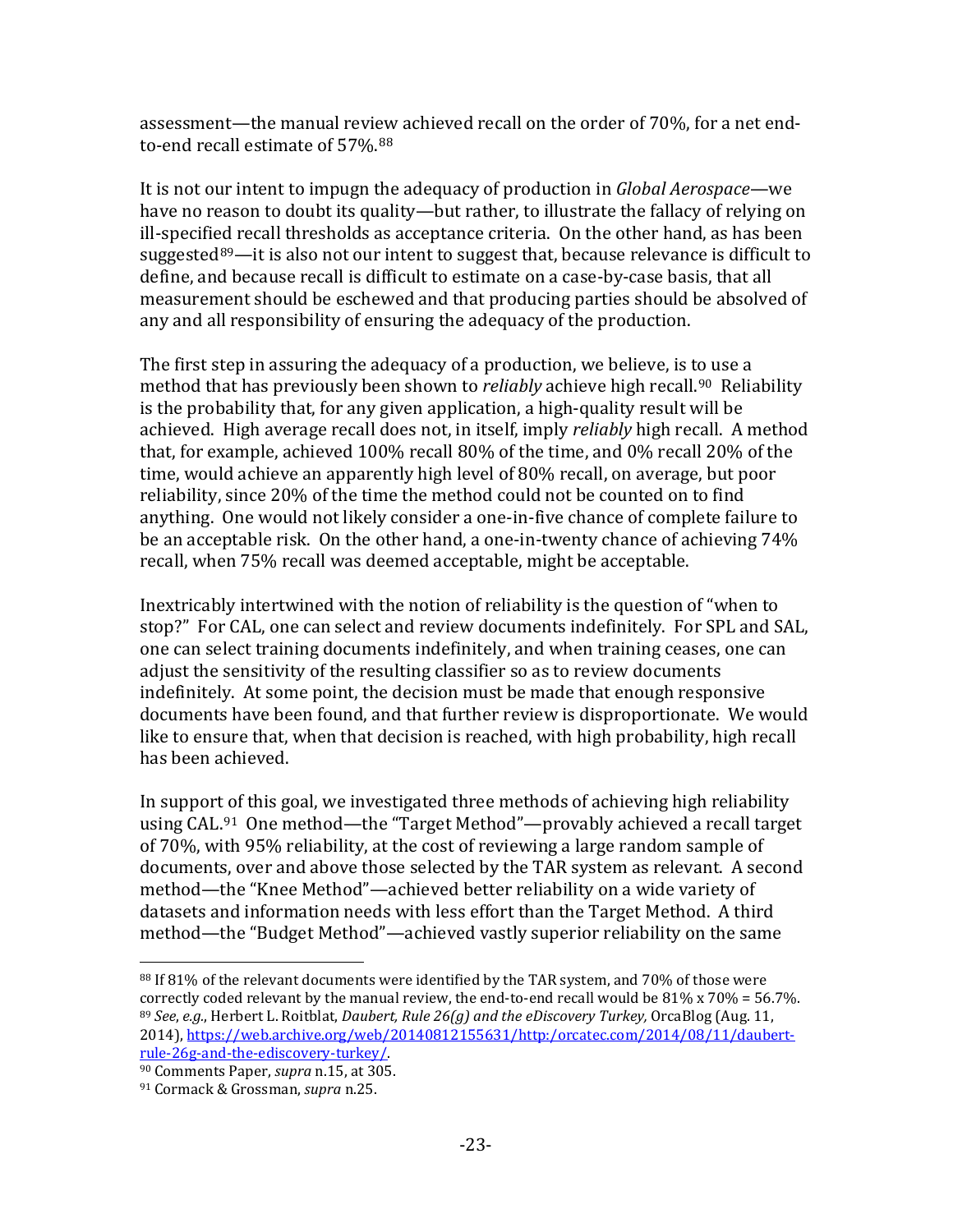assessment—the manual review achieved recall on the order of 70%, for a net end-to-end recall estimate of 57%.[88]

It is not our intent to impugn the adequacy of production in *Global Aerospace*—we have no reason to doubt its quality—but rather, to illustrate the fallacy of relying on ill-specified recall thresholds as acceptance criteria. On the other hand, as has been suggested[89]—it is also not our intent to suggest that, because relevance is difficult to define, and because recall is difficult to estimate on a case-by-case basis, that all measurement should be eschewed and that producing parties should be absolved of any and all responsibility of ensuring the adequacy of the production.

The first step in assuring the adequacy of a production, we believe, is to use a method that has previously been shown to *reliably* achieve high recall.[90] Reliability is the probability that, for any given application, a high-quality result will be achieved. High average recall does not, in itself, imply *reliably* high recall. A method that, for example, achieved 100% recall 80% of the time, and 0% recall 20% of the time, would achieve an apparently high level of 80% recall, on average, but poor reliability, since 20% of the time the method could not be counted on to find anything. One would not likely consider a one-in-five chance of complete failure to be an acceptable risk. On the other hand, a one-in-twenty chance of achieving 74% recall, when 75% recall was deemed acceptable, might be acceptable.

Inextricably intertwined with the notion of reliability is the question of "when to stop?" For CAL, one can select and review documents indefinitely. For SPL and SAL, one can select training documents indefinitely, and when training ceases, one can adjust the sensitivity of the resulting classifier so as to review documents indefinitely. At some point, the decision must be made that enough responsive documents have been found, and that further review is disproportionate. We would like to ensure that, when that decision is reached, with high probability, high recall has been achieved.

In support of this goal, we investigated three methods of achieving high reliability using CAL.[91] One method—the "Target Method"—provably achieved a recall target of 70%, with 95% reliability, at the cost of reviewing a large random sample of documents, over and above those selected by the TAR system as relevant. A second method—the "Knee Method"—achieved better reliability on a wide variety of datasets and information needs with less effort than the Target Method. A third method—the "Budget Method"—achieved vastly superior reliability on the same

---

[88] If 81% of the relevant documents were identified by the TAR system, and 70% of those were correctly coded relevant by the manual review, the end-to-end recall would be 81% x 70% = 56.7%.

[89] *See*, *e.g.*, Herbert L. Roitblat, *Daubert, Rule 26(g) and the eDiscovery Turkey,* OrcaBlog (Aug. 11, 2014), https://web.archive.org/web/20140812155631/http:/orcatec.com/2014/08/11/daubert-rule-26g-and-the-ediscovery-turkey/.

[90] Comments Paper, *supra* n.15, at 305.

[91] Cormack & Grossman, *supra* n.25.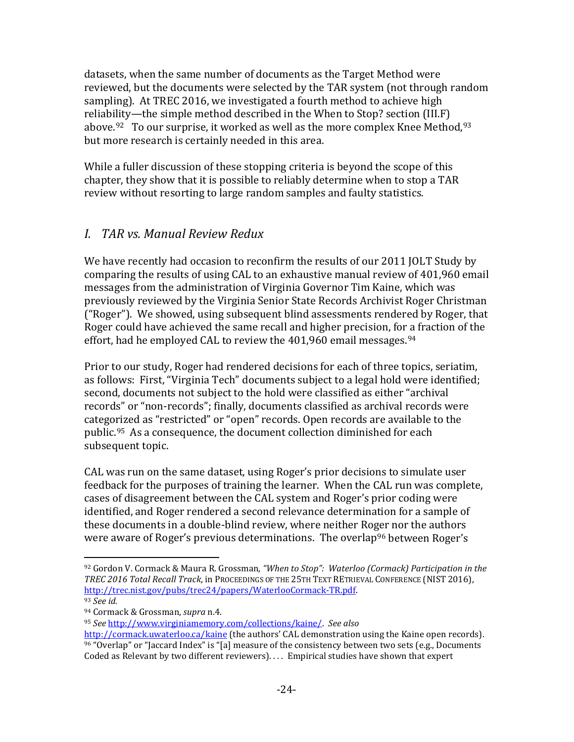datasets, when the same number of documents as the Target Method were reviewed, but the documents were selected by the TAR system (not through random sampling). At TREC 2016, we investigated a fourth method to achieve high reliability—the simple method described in the When to Stop? section (III.F) above.[92] To our surprise, it worked as well as the more complex Knee Method,[93] but more research is certainly needed in this area.

While a fuller discussion of these stopping criteria is beyond the scope of this chapter, they show that it is possible to reliably determine when to stop a TAR review without resorting to large random samples and faulty statistics.

## *I. TAR vs. Manual Review Redux*

We have recently had occasion to reconfirm the results of our 2011 JOLT Study by comparing the results of using CAL to an exhaustive manual review of 401,960 email messages from the administration of Virginia Governor Tim Kaine, which was previously reviewed by the Virginia Senior State Records Archivist Roger Christman ("Roger"). We showed, using subsequent blind assessments rendered by Roger, that Roger could have achieved the same recall and higher precision, for a fraction of the effort, had he employed CAL to review the 401,960 email messages.[94]

Prior to our study, Roger had rendered decisions for each of three topics, seriatim, as follows: First, "Virginia Tech" documents subject to a legal hold were identified; second, documents not subject to the hold were classified as either "archival records" or "non-records"; finally, documents classified as archival records were categorized as "restricted" or "open" records. Open records are available to the public.[95] As a consequence, the document collection diminished for each subsequent topic.

CAL was run on the same dataset, using Roger's prior decisions to simulate user feedback for the purposes of training the learner. When the CAL run was complete, cases of disagreement between the CAL system and Roger's prior coding were identified, and Roger rendered a second relevance determination for a sample of these documents in a double-blind review, where neither Roger nor the authors were aware of Roger's previous determinations. The overlap[96] between Roger's

---

[92] Gordon V. Cormack & Maura R. Grossman, *"When to Stop": Waterloo (Cormack) Participation in the TREC 2016 Total Recall Track*, in PROCEEDINGS OF THE 25TH TEXT RETRIEVAL CONFERENCE (NIST 2016), http://trec.nist.gov/pubs/trec24/papers/WaterlooCormack-TR.pdf.

[93] *See id.*

[94] Cormack & Grossman, *supra* n.4.

[95] *See* http://www.virginiamemory.com/collections/kaine/. *See also* http://cormack.uwaterloo.ca/kaine (the authors' CAL demonstration using the Kaine open records).

[96] "Overlap" or "Jaccard Index" is "[a] measure of the consistency between two sets (e.g., Documents Coded as Relevant by two different reviewers). . . . Empirical studies have shown that expert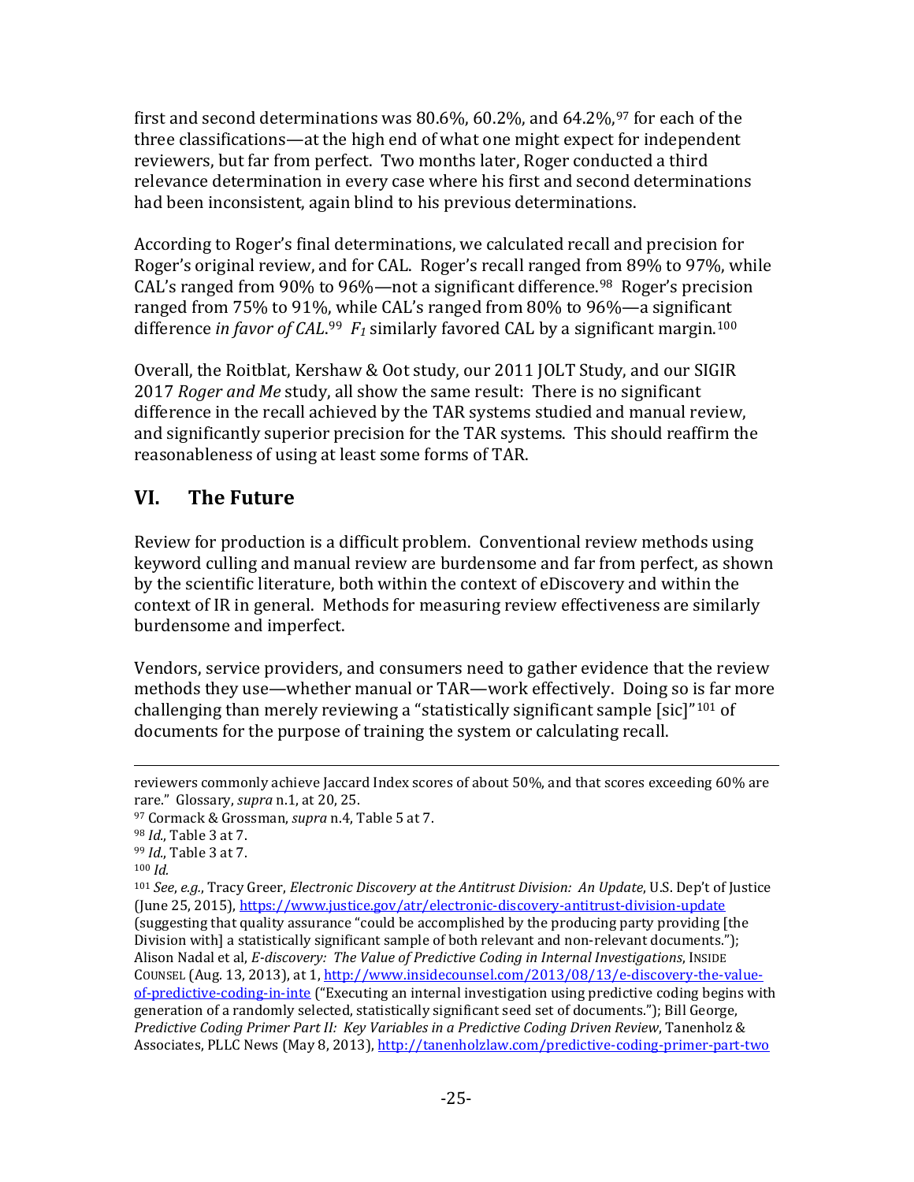first and second determinations was 80.6%, 60.2%, and 64.2%,[97] for each of the three classifications—at the high end of what one might expect for independent reviewers, but far from perfect. Two months later, Roger conducted a third relevance determination in every case where his first and second determinations had been inconsistent, again blind to his previous determinations.

According to Roger's final determinations, we calculated recall and precision for Roger's original review, and for CAL. Roger's recall ranged from 89% to 97%, while CAL's ranged from 90% to 96%—not a significant difference.[98] Roger's precision ranged from 75% to 91%, while CAL's ranged from 80% to 96%—a significant difference *in favor of CAL*.[99] $F_1$ similarly favored CAL by a significant margin.[100]

Overall, the Roitblat, Kershaw & Oot study, our 2011 JOLT Study, and our SIGIR 2017 *Roger and Me* study, all show the same result: There is no significant difference in the recall achieved by the TAR systems studied and manual review, and significantly superior precision for the TAR systems. This should reaffirm the reasonableness of using at least some forms of TAR.

## VI. The Future

Review for production is a difficult problem. Conventional review methods using keyword culling and manual review are burdensome and far from perfect, as shown by the scientific literature, both within the context of eDiscovery and within the context of IR in general. Methods for measuring review effectiveness are similarly burdensome and imperfect.

Vendors, service providers, and consumers need to gather evidence that the review methods they use—whether manual or TAR—work effectively. Doing so is far more challenging than merely reviewing a "statistically significant sample [sic]"[101] of documents for the purpose of training the system or calculating recall.

---

reviewers commonly achieve Jaccard Index scores of about 50%, and that scores exceeding 60% are rare." Glossary, *supra* n.1, at 20, 25.

[97] Cormack & Grossman, *supra* n.4, Table 5 at 7.

[98] *Id.*, Table 3 at 7.

[99] *Id.*, Table 3 at 7.

[100] *Id.*

[101] *See*, *e.g.*, Tracy Greer, *Electronic Discovery at the Antitrust Division: An Update*, U.S. Dep't of Justice (June 25, 2015), https://www.justice.gov/atr/electronic-discovery-antitrust-division-update (suggesting that quality assurance "could be accomplished by the producing party providing [the Division with] a statistically significant sample of both relevant and non-relevant documents."); Alison Nadal et al, *E-discovery: The Value of Predictive Coding in Internal Investigations*, INSIDE COUNSEL (Aug. 13, 2013), at 1, http://www.insidecounsel.com/2013/08/13/e-discovery-the-value-of-predictive-coding-in-inte ("Executing an internal investigation using predictive coding begins with generation of a randomly selected, statistically significant seed set of documents."); Bill George, *Predictive Coding Primer Part II: Key Variables in a Predictive Coding Driven Review*, Tanenholz & Associates, PLLC News (May 8, 2013), http://tanenholzlaw.com/predictive-coding-primer-part-two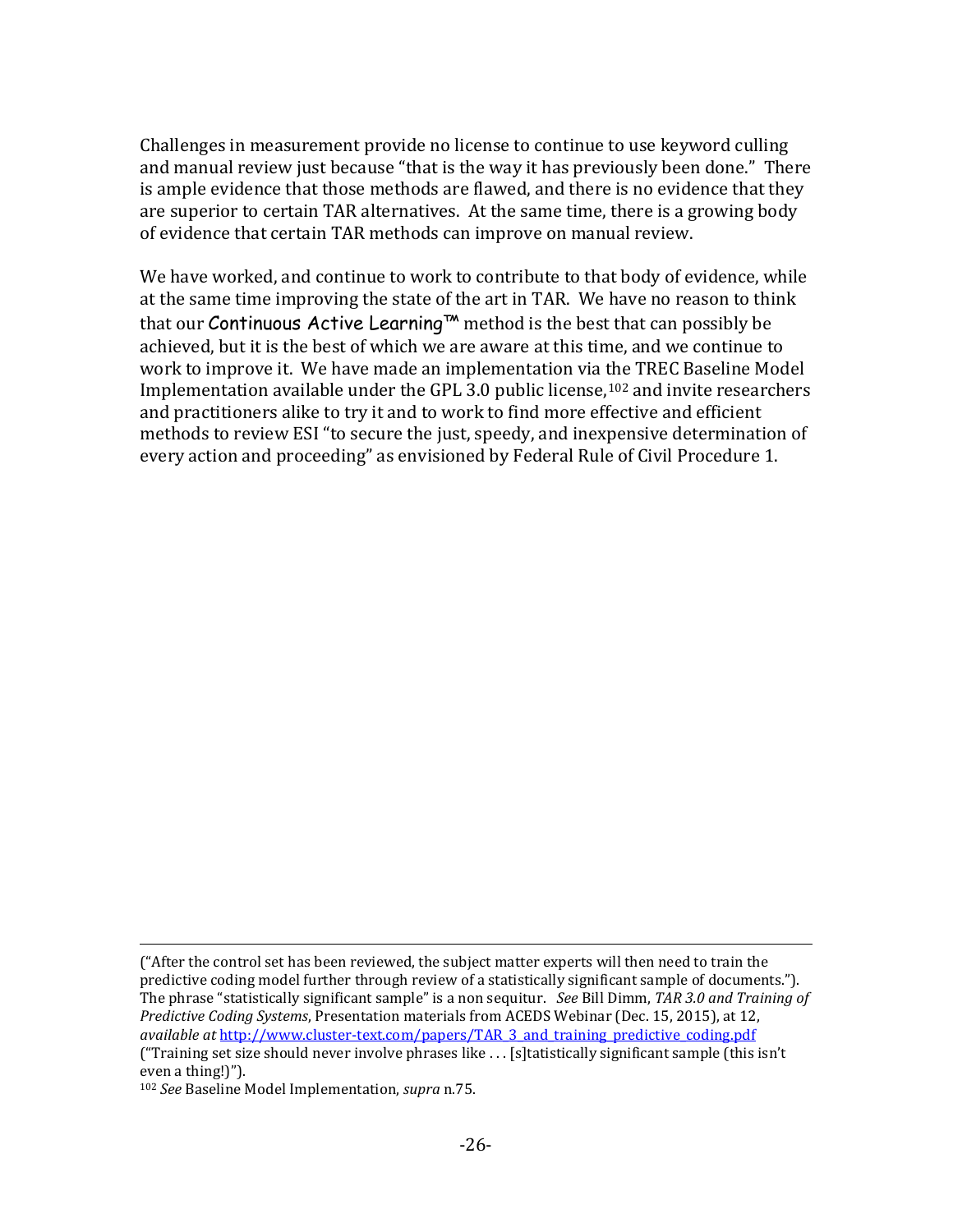Challenges in measurement provide no license to continue to use keyword culling and manual review just because "that is the way it has previously been done." There is ample evidence that those methods are flawed, and there is no evidence that they are superior to certain TAR alternatives. At the same time, there is a growing body of evidence that certain TAR methods can improve on manual review.

We have worked, and continue to work to contribute to that body of evidence, while at the same time improving the state of the art in TAR. We have no reason to think that our Continuous Active Learning™ method is the best that can possibly be achieved, but it is the best of which we are aware at this time, and we continue to work to improve it. We have made an implementation via the TREC Baseline Model Implementation available under the GPL 3.0 public license,[102] and invite researchers and practitioners alike to try it and to work to find more effective and efficient methods to review ESI "to secure the just, speedy, and inexpensive determination of every action and proceeding" as envisioned by Federal Rule of Civil Procedure 1.

---

("After the control set has been reviewed, the subject matter experts will then need to train the predictive coding model further through review of a statistically significant sample of documents."). The phrase "statistically significant sample" is a non sequitur. *See* Bill Dimm, *TAR 3.0 and Training of Predictive Coding Systems*, Presentation materials from ACEDS Webinar (Dec. 15, 2015), at 12, *available at* [http://www.cluster-text.com/papers/TAR_3_and_training_predictive_coding.pdf](http://www.cluster-text.com/papers/TAR_3_and_training_predictive_coding.pdf) ("Training set size should never involve phrases like . . . [s]tatistically significant sample (this isn't even a thing!)").

[102] *See* Baseline Model Implementation, *supra* n.75.